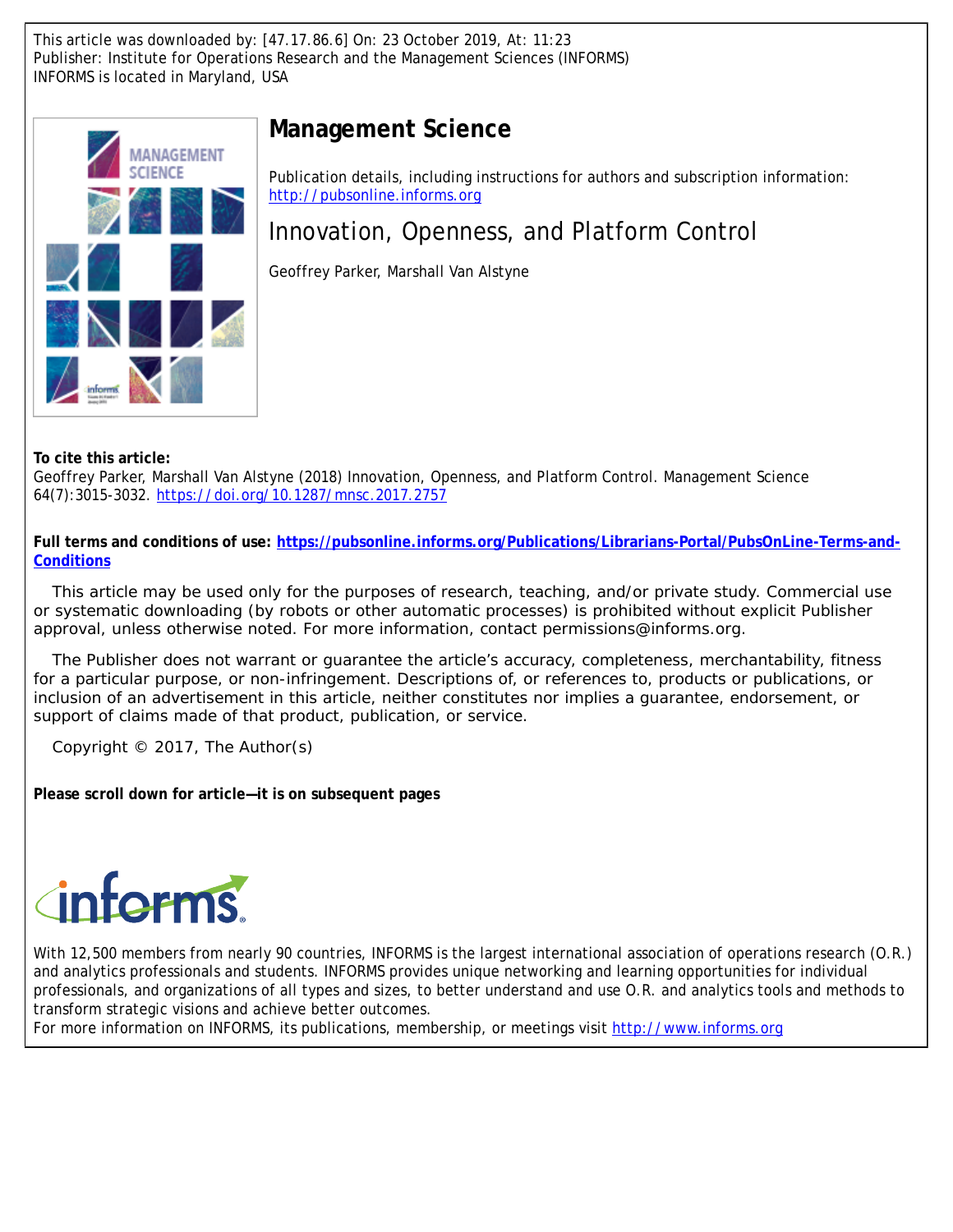This article was downloaded by: [47.17.86.6] On: 23 October 2019, At: 11:23
Publisher: Institute for Operations Research and the Management Sciences (INFORMS)
INFORMS is located in Maryland, USA

# Management Science

Publication details, including instructions for authors and subscription information:
http://pubsonline.informs.org

## Innovation, Openness, and Platform Control

Geoffrey Parker, Marshall Van Alstyne

**To cite this article:**

Geoffrey Parker, Marshall Van Alstyne (2018) Innovation, Openness, and Platform Control. Management Science 64(7):3015-3032. https://doi.org/10.1287/mnsc.2017.2757

**Full terms and conditions of use: https://pubsonline.informs.org/Publications/Librarians-Portal/PubsOnLine-Terms-and-Conditions**

This article may be used only for the purposes of research, teaching, and/or private study. Commercial use or systematic downloading (by robots or other automatic processes) is prohibited without explicit Publisher approval, unless otherwise noted. For more information, contact permissions@informs.org.

The Publisher does not warrant or guarantee the article's accuracy, completeness, merchantability, fitness for a particular purpose, or non-infringement. Descriptions of, or references to, products or publications, or inclusion of an advertisement in this article, neither constitutes nor implies a guarantee, endorsement, or support of claims made of that product, publication, or service.

Copyright © 2017, The Author(s)

**Please scroll down for article—it is on subsequent pages**

With 12,500 members from nearly 90 countries, INFORMS is the largest international association of operations research (O.R.) and analytics professionals and students. INFORMS provides unique networking and learning opportunities for individual professionals, and organizations of all types and sizes, to better understand and use O.R. and analytics tools and methods to transform strategic visions and achieve better outcomes.
For more information on INFORMS, its publications, membership, or meetings visit http://www.informs.org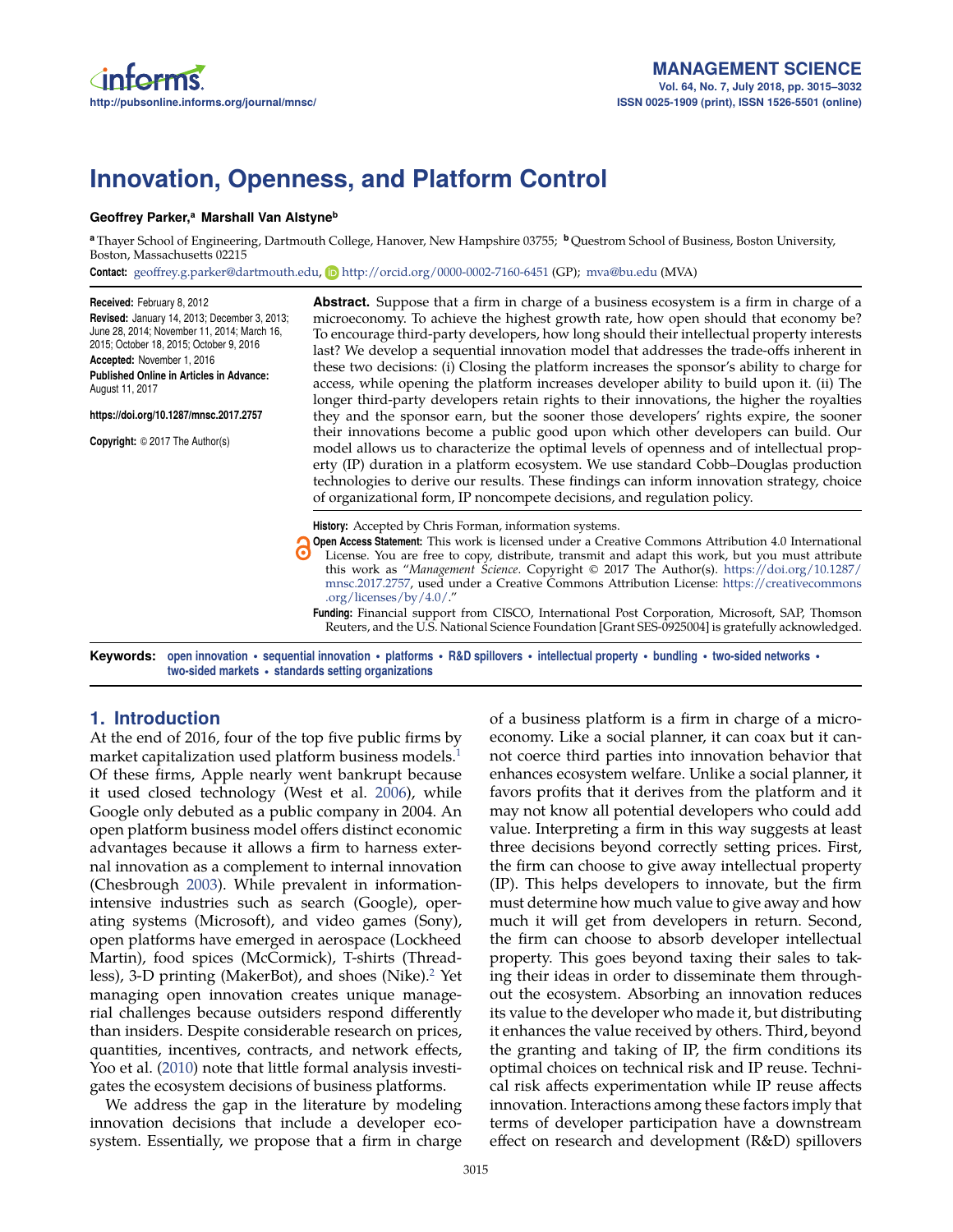# Innovation, Openness, and Platform Control

**Geoffrey Parker,[a] Marshall Van Alstyne[b]**

[a] Thayer School of Engineering, Dartmouth College, Hanover, New Hampshire 03755; [b] Questrom School of Business, Boston University, Boston, Massachusetts 02215

**Contact:** geoffrey.g.parker@dartmouth.edu, http://orcid.org/0000-0002-7160-6451 (GP); mva@bu.edu (MVA)

**Received:** February 8, 2012
**Revised:** January 14, 2013; December 3, 2013; June 28, 2014; November 11, 2014; March 16, 2015; October 18, 2015; October 9, 2016
**Accepted:** November 1, 2016
**Published Online in Articles in Advance:** August 11, 2017

**https://doi.org/10.1287/mnsc.2017.2757**

**Copyright:** © 2017 The Author(s)

**Abstract.** Suppose that a firm in charge of a business ecosystem is a firm in charge of a microeconomy. To achieve the highest growth rate, how open should that economy be? To encourage third-party developers, how long should their intellectual property interests last? We develop a sequential innovation model that addresses the trade-offs inherent in these two decisions: (i) Closing the platform increases the sponsor's ability to charge for access, while opening the platform increases developer ability to build upon it. (ii) The longer third-party developers retain rights to their innovations, the higher the royalties they and the sponsor earn, but the sooner those developers' rights expire, the sooner their innovations become a public good upon which other developers can build. Our model allows us to characterize the optimal levels of openness and of intellectual property (IP) duration in a platform ecosystem. We use standard Cobb–Douglas production technologies to derive our results. These findings can inform innovation strategy, choice of organizational form, IP noncompete decisions, and regulation policy.

**History:** Accepted by Chris Forman, information systems.

**Open Access Statement:** This work is licensed under a Creative Commons Attribution 4.0 International License. You are free to copy, distribute, transmit and adapt this work, but you must attribute this work as "*Management Science*. Copyright © 2017 The Author(s). https://doi.org/10.1287/mnsc.2017.2757, used under a Creative Commons Attribution License: https://creativecommons.org/licenses/by/4.0/."

**Funding:** Financial support from CISCO, International Post Corporation, Microsoft, SAP, Thomson Reuters, and the U.S. National Science Foundation [Grant SES-0925004] is gratefully acknowledged.

**Keywords:** open innovation • sequential innovation • platforms • R&D spillovers • intellectual property • bundling • two-sided networks • two-sided markets • standards setting organizations

## 1. Introduction

At the end of 2016, four of the top five public firms by market capitalization used platform business models.[1] Of these firms, Apple nearly went bankrupt because it used closed technology (West et al. 2006), while Google only debuted as a public company in 2004. An open platform business model offers distinct economic advantages because it allows a firm to harness external innovation as a complement to internal innovation (Chesbrough 2003). While prevalent in information-intensive industries such as search (Google), operating systems (Microsoft), and video games (Sony), open platforms have emerged in aerospace (Lockheed Martin), food spices (McCormick), T-shirts (Threadless), 3-D printing (MakerBot), and shoes (Nike).[2] Yet managing open innovation creates unique managerial challenges because outsiders respond differently than insiders. Despite considerable research on prices, quantities, incentives, contracts, and network effects, Yoo et al. (2010) note that little formal analysis investigates the ecosystem decisions of business platforms.

We address the gap in the literature by modeling innovation decisions that include a developer ecosystem. Essentially, we propose that a firm in charge of a business platform is a firm in charge of a microeconomy. Like a social planner, it can coax but it cannot coerce third parties into innovation behavior that enhances ecosystem welfare. Unlike a social planner, it favors profits that it derives from the platform and it may not know all potential developers who could add value. Interpreting a firm in this way suggests at least three decisions beyond correctly setting prices. First, the firm can choose to give away intellectual property (IP). This helps developers to innovate, but the firm must determine how much value to give away and how much it will get from developers in return. Second, the firm can choose to absorb developer intellectual property. This goes beyond taxing their sales to taking their ideas in order to disseminate them throughout the ecosystem. Absorbing an innovation reduces its value to the developer who made it, but distributing it enhances the value received by others. Third, beyond the granting and taking of IP, the firm conditions its optimal choices on technical risk and IP reuse. Technical risk affects experimentation while IP reuse affects innovation. Interactions among these factors imply that terms of developer participation have a downstream effect on research and development (R&D) spillovers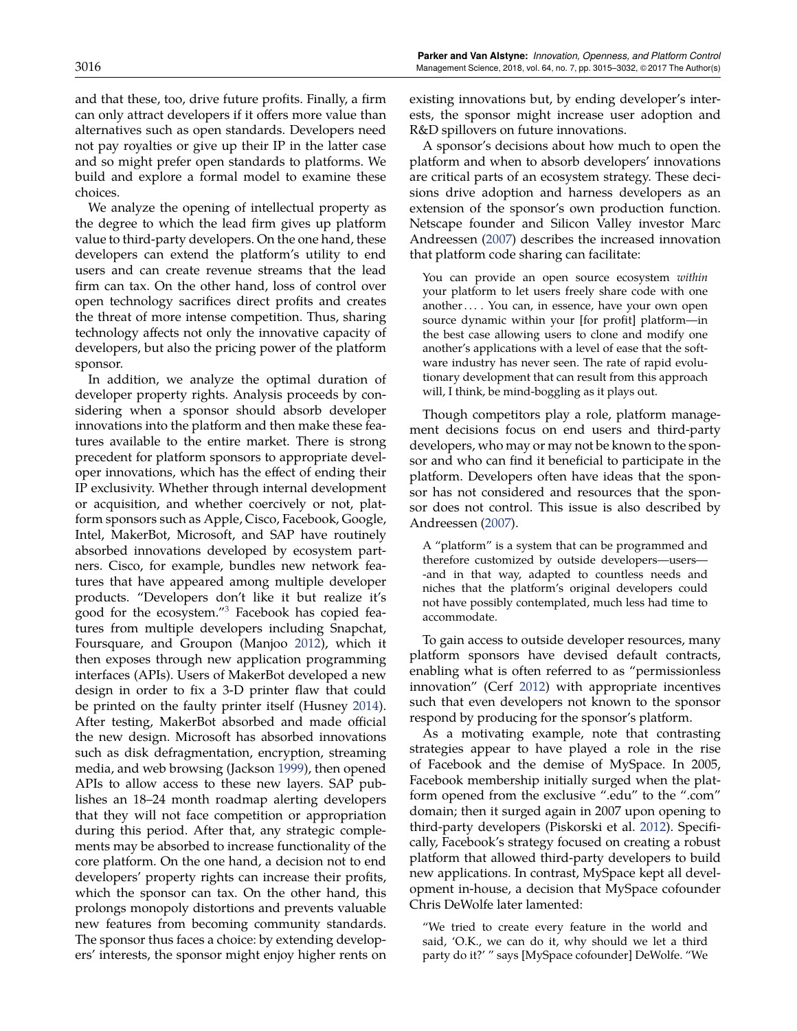and that these, too, drive future profits. Finally, a firm can only attract developers if it offers more value than alternatives such as open standards. Developers need not pay royalties or give up their IP in the latter case and so might prefer open standards to platforms. We build and explore a formal model to examine these choices.

We analyze the opening of intellectual property as the degree to which the lead firm gives up platform value to third-party developers. On the one hand, these developers can extend the platform's utility to end users and can create revenue streams that the lead firm can tax. On the other hand, loss of control over open technology sacrifices direct profits and creates the threat of more intense competition. Thus, sharing technology affects not only the innovative capacity of developers, but also the pricing power of the platform sponsor.

In addition, we analyze the optimal duration of developer property rights. Analysis proceeds by considering when a sponsor should absorb developer innovations into the platform and then make these features available to the entire market. There is strong precedent for platform sponsors to appropriate developer innovations, which has the effect of ending their IP exclusivity. Whether through internal development or acquisition, and whether coercively or not, platform sponsors such as Apple, Cisco, Facebook, Google, Intel, MakerBot, Microsoft, and SAP have routinely absorbed innovations developed by ecosystem partners. Cisco, for example, bundles new network features that have appeared among multiple developer products. "Developers don't like it but realize it's good for the ecosystem."[3] Facebook has copied features from multiple developers including Snapchat, Foursquare, and Groupon (Manjoo 2012), which it then exposes through new application programming interfaces (APIs). Users of MakerBot developed a new design in order to fix a 3-D printer flaw that could be printed on the faulty printer itself (Husney 2014). After testing, MakerBot absorbed and made official the new design. Microsoft has absorbed innovations such as disk defragmentation, encryption, streaming media, and web browsing (Jackson 1999), then opened APIs to allow access to these new layers. SAP publishes an 18–24 month roadmap alerting developers that they will not face competition or appropriation during this period. After that, any strategic complements may be absorbed to increase functionality of the core platform. On the one hand, a decision not to end developers' property rights can increase their profits, which the sponsor can tax. On the other hand, this prolongs monopoly distortions and prevents valuable new features from becoming community standards. The sponsor thus faces a choice: by extending developers' interests, the sponsor might enjoy higher rents on existing innovations but, by ending developer's interests, the sponsor might increase user adoption and R&D spillovers on future innovations.

A sponsor's decisions about how much to open the platform and when to absorb developers' innovations are critical parts of an ecosystem strategy. These decisions drive adoption and harness developers as an extension of the sponsor's own production function. Netscape founder and Silicon Valley investor Marc Andreessen (2007) describes the increased innovation that platform code sharing can facilitate:

> You can provide an open source ecosystem *within* your platform to let users freely share code with one another . . . . You can, in essence, have your own open source dynamic within your [for profit] platform—in the best case allowing users to clone and modify one another's applications with a level of ease that the software industry has never seen. The rate of rapid evolutionary development that can result from this approach will, I think, be mind-boggling as it plays out.

Though competitors play a role, platform management decisions focus on end users and third-party developers, who may or may not be known to the sponsor and who can find it beneficial to participate in the platform. Developers often have ideas that the sponsor has not considered and resources that the sponsor does not control. This issue is also described by Andreessen (2007).

> A "platform" is a system that can be programmed and therefore customized by outside developers—users—-and in that way, adapted to countless needs and niches that the platform's original developers could not have possibly contemplated, much less had time to accommodate.

To gain access to outside developer resources, many platform sponsors have devised default contracts, enabling what is often referred to as "permissionless innovation" (Cerf 2012) with appropriate incentives such that even developers not known to the sponsor respond by producing for the sponsor's platform.

As a motivating example, note that contrasting strategies appear to have played a role in the rise of Facebook and the demise of MySpace. In 2005, Facebook membership initially surged when the platform opened from the exclusive ".edu" to the ".com" domain; then it surged again in 2007 upon opening to third-party developers (Piskorski et al. 2012). Specifically, Facebook's strategy focused on creating a robust platform that allowed third-party developers to build new applications. In contrast, MySpace kept all development in-house, a decision that MySpace cofounder Chris DeWolfe later lamented:

> "We tried to create every feature in the world and said, 'O.K., we can do it, why should we let a third party do it?' " says [MySpace cofounder] DeWolfe. "We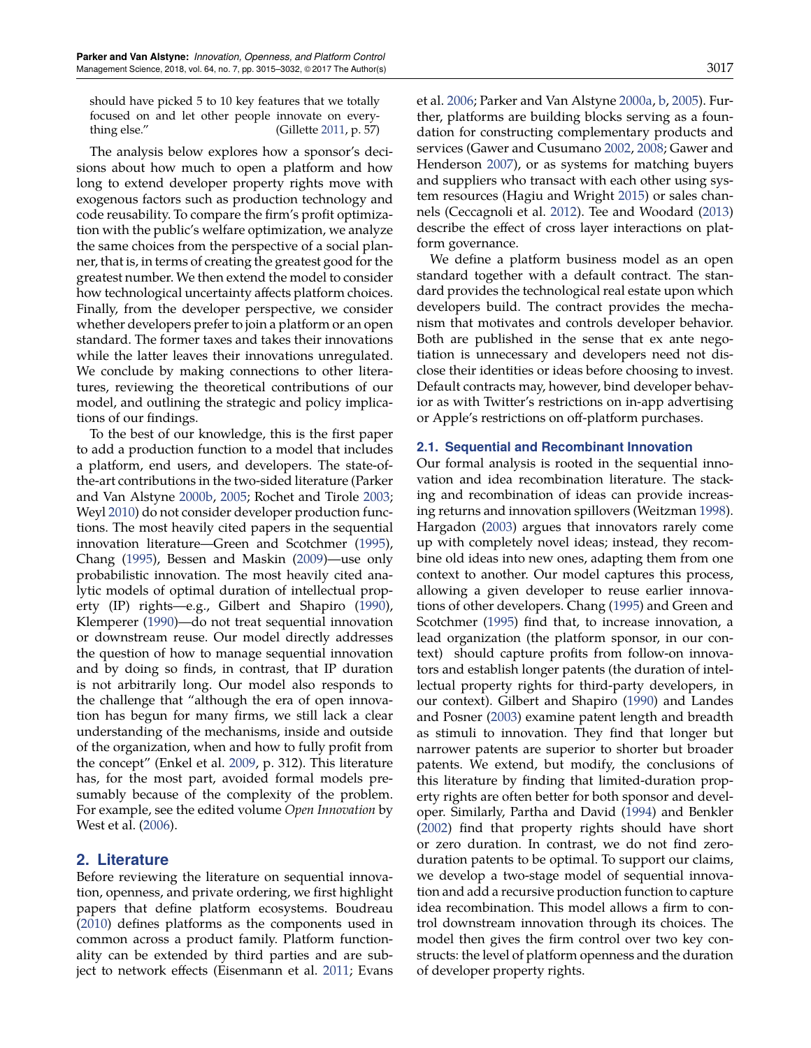should have picked 5 to 10 key features that we totally focused on and let other people innovate on everything else." (Gillette 2011, p. 57)

The analysis below explores how a sponsor's decisions about how much to open a platform and how long to extend developer property rights move with exogenous factors such as production technology and code reusability. To compare the firm's profit optimization with the public's welfare optimization, we analyze the same choices from the perspective of a social planner, that is, in terms of creating the greatest good for the greatest number. We then extend the model to consider how technological uncertainty affects platform choices. Finally, from the developer perspective, we consider whether developers prefer to join a platform or an open standard. The former taxes and takes their innovations while the latter leaves their innovations unregulated. We conclude by making connections to other literatures, reviewing the theoretical contributions of our model, and outlining the strategic and policy implications of our findings.

To the best of our knowledge, this is the first paper to add a production function to a model that includes a platform, end users, and developers. The state-of-the-art contributions in the two-sided literature (Parker and Van Alstyne 2000b, 2005; Rochet and Tirole 2003; Weyl 2010) do not consider developer production functions. The most heavily cited papers in the sequential innovation literature—Green and Scotchmer (1995), Chang (1995), Bessen and Maskin (2009)—use only probabilistic innovation. The most heavily cited analytic models of optimal duration of intellectual property (IP) rights—e.g., Gilbert and Shapiro (1990), Klemperer (1990)—do not treat sequential innovation or downstream reuse. Our model directly addresses the question of how to manage sequential innovation and by doing so finds, in contrast, that IP duration is not arbitrarily long. Our model also responds to the challenge that "although the era of open innovation has begun for many firms, we still lack a clear understanding of the mechanisms, inside and outside of the organization, when and how to fully profit from the concept" (Enkel et al. 2009, p. 312). This literature has, for the most part, avoided formal models presumably because of the complexity of the problem. For example, see the edited volume *Open Innovation* by West et al. (2006).

## 2. Literature

Before reviewing the literature on sequential innovation, openness, and private ordering, we first highlight papers that define platform ecosystems. Boudreau (2010) defines platforms as the components used in common across a product family. Platform functionality can be extended by third parties and are subject to network effects (Eisenmann et al. 2011; Evans et al. 2006; Parker and Van Alstyne 2000a, b, 2005). Further, platforms are building blocks serving as a foundation for constructing complementary products and services (Gawer and Cusumano 2002, 2008; Gawer and Henderson 2007), or as systems for matching buyers and suppliers who transact with each other using system resources (Hagiu and Wright 2015) or sales channels (Ceccagnoli et al. 2012). Tee and Woodard (2013) describe the effect of cross layer interactions on platform governance.

We define a platform business model as an open standard together with a default contract. The standard provides the technological real estate upon which developers build. The contract provides the mechanism that motivates and controls developer behavior. Both are published in the sense that ex ante negotiation is unnecessary and developers need not disclose their identities or ideas before choosing to invest. Default contracts may, however, bind developer behavior as with Twitter's restrictions on in-app advertising or Apple's restrictions on off-platform purchases.

### 2.1. Sequential and Recombinant Innovation

Our formal analysis is rooted in the sequential innovation and idea recombination literature. The stacking and recombination of ideas can provide increasing returns and innovation spillovers (Weitzman 1998). Hargadon (2003) argues that innovators rarely come up with completely novel ideas; instead, they recombine old ideas into new ones, adapting them from one context to another. Our model captures this process, allowing a given developer to reuse earlier innovations of other developers. Chang (1995) and Green and Scotchmer (1995) find that, to increase innovation, a lead organization (the platform sponsor, in our context) should capture profits from follow-on innovators and establish longer patents (the duration of intellectual property rights for third-party developers, in our context). Gilbert and Shapiro (1990) and Landes and Posner (2003) examine patent length and breadth as stimuli to innovation. They find that longer but narrower patents are superior to shorter but broader patents. We extend, but modify, the conclusions of this literature by finding that limited-duration property rights are often better for both sponsor and developer. Similarly, Partha and David (1994) and Benkler (2002) find that property rights should have short or zero duration. In contrast, we do not find zero-duration patents to be optimal. To support our claims, we develop a two-stage model of sequential innovation and add a recursive production function to capture idea recombination. This model allows a firm to control downstream innovation through its choices. The model then gives the firm control over two key constructs: the level of platform openness and the duration of developer property rights.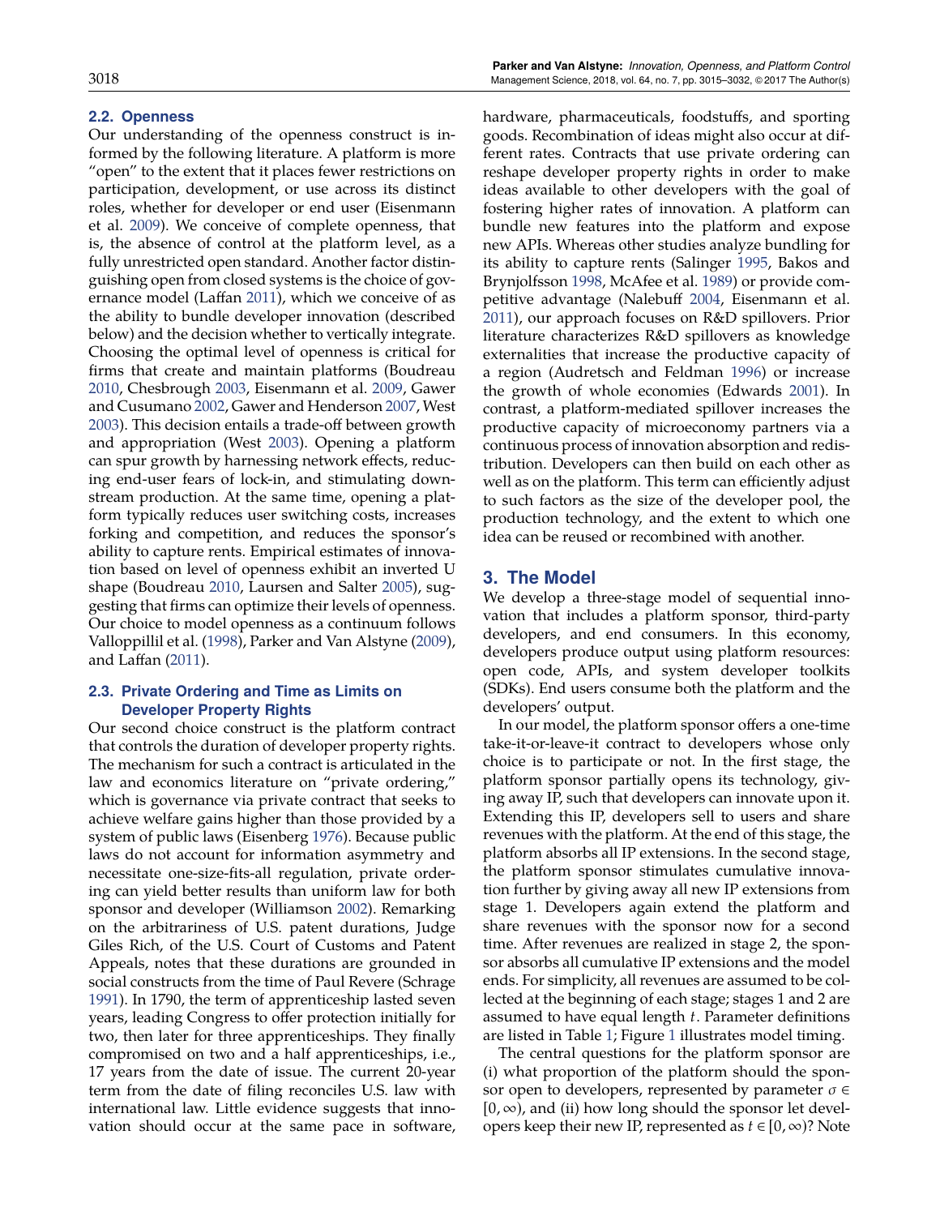### 2.2. Openness

Our understanding of the openness construct is informed by the following literature. A platform is more "open" to the extent that it places fewer restrictions on participation, development, or use across its distinct roles, whether for developer or end user (Eisenmann et al. 2009). We conceive of complete openness, that is, the absence of control at the platform level, as a fully unrestricted open standard. Another factor distinguishing open from closed systems is the choice of governance model (Laffan 2011), which we conceive of as the ability to bundle developer innovation (described below) and the decision whether to vertically integrate. Choosing the optimal level of openness is critical for firms that create and maintain platforms (Boudreau 2010, Chesbrough 2003, Eisenmann et al. 2009, Gawer and Cusumano 2002, Gawer and Henderson 2007, West 2003). This decision entails a trade-off between growth and appropriation (West 2003). Opening a platform can spur growth by harnessing network effects, reducing end-user fears of lock-in, and stimulating downstream production. At the same time, opening a platform typically reduces user switching costs, increases forking and competition, and reduces the sponsor's ability to capture rents. Empirical estimates of innovation based on level of openness exhibit an inverted U shape (Boudreau 2010, Laursen and Salter 2005), suggesting that firms can optimize their levels of openness. Our choice to model openness as a continuum follows Valloppillil et al. (1998), Parker and Van Alstyne (2009), and Laffan (2011).

### 2.3. Private Ordering and Time as Limits on Developer Property Rights

Our second choice construct is the platform contract that controls the duration of developer property rights. The mechanism for such a contract is articulated in the law and economics literature on "private ordering," which is governance via private contract that seeks to achieve welfare gains higher than those provided by a system of public laws (Eisenberg 1976). Because public laws do not account for information asymmetry and necessitate one-size-fits-all regulation, private ordering can yield better results than uniform law for both sponsor and developer (Williamson 2002). Remarking on the arbitrariness of U.S. patent durations, Judge Giles Rich, of the U.S. Court of Customs and Patent Appeals, notes that these durations are grounded in social constructs from the time of Paul Revere (Schrage 1991). In 1790, the term of apprenticeship lasted seven years, leading Congress to offer protection initially for two, then later for three apprenticeships. They finally compromised on two and a half apprenticeships, i.e., 17 years from the date of issue. The current 20-year term from the date of filing reconciles U.S. law with international law. Little evidence suggests that innovation should occur at the same pace in software, hardware, pharmaceuticals, foodstuffs, and sporting goods. Recombination of ideas might also occur at different rates. Contracts that use private ordering can reshape developer property rights in order to make ideas available to other developers with the goal of fostering higher rates of innovation. A platform can bundle new features into the platform and expose new APIs. Whereas other studies analyze bundling for its ability to capture rents (Salinger 1995, Bakos and Brynjolfsson 1998, McAfee et al. 1989) or provide competitive advantage (Nalebuff 2004, Eisenmann et al. 2011), our approach focuses on R&D spillovers. Prior literature characterizes R&D spillovers as knowledge externalities that increase the productive capacity of a region (Audretsch and Feldman 1996) or increase the growth of whole economies (Edwards 2001). In contrast, a platform-mediated spillover increases the productive capacity of microeconomy partners via a continuous process of innovation absorption and redistribution. Developers can then build on each other as well as on the platform. This term can efficiently adjust to such factors as the size of the developer pool, the production technology, and the extent to which one idea can be reused or recombined with another.

## 3. The Model

We develop a three-stage model of sequential innovation that includes a platform sponsor, third-party developers, and end consumers. In this economy, developers produce output using platform resources: open code, APIs, and system developer toolkits (SDKs). End users consume both the platform and the developers' output.

In our model, the platform sponsor offers a one-time take-it-or-leave-it contract to developers whose only choice is to participate or not. In the first stage, the platform sponsor partially opens its technology, giving away IP, such that developers can innovate upon it. Extending this IP, developers sell to users and share revenues with the platform. At the end of this stage, the platform absorbs all IP extensions. In the second stage, the platform sponsor stimulates cumulative innovation further by giving away all new IP extensions from stage 1. Developers again extend the platform and share revenues with the sponsor now for a second time. After revenues are realized in stage 2, the sponsor absorbs all cumulative IP extensions and the model ends. For simplicity, all revenues are assumed to be collected at the beginning of each stage; stages 1 and 2 are assumed to have equal length $t$. Parameter definitions are listed in Table 1; Figure 1 illustrates model timing.

The central questions for the platform sponsor are (i) what proportion of the platform should the sponsor open to developers, represented by parameter $\sigma \in [0, \infty)$, and (ii) how long should the sponsor let developers keep their new IP, represented as $t \in [0, \infty)$? Note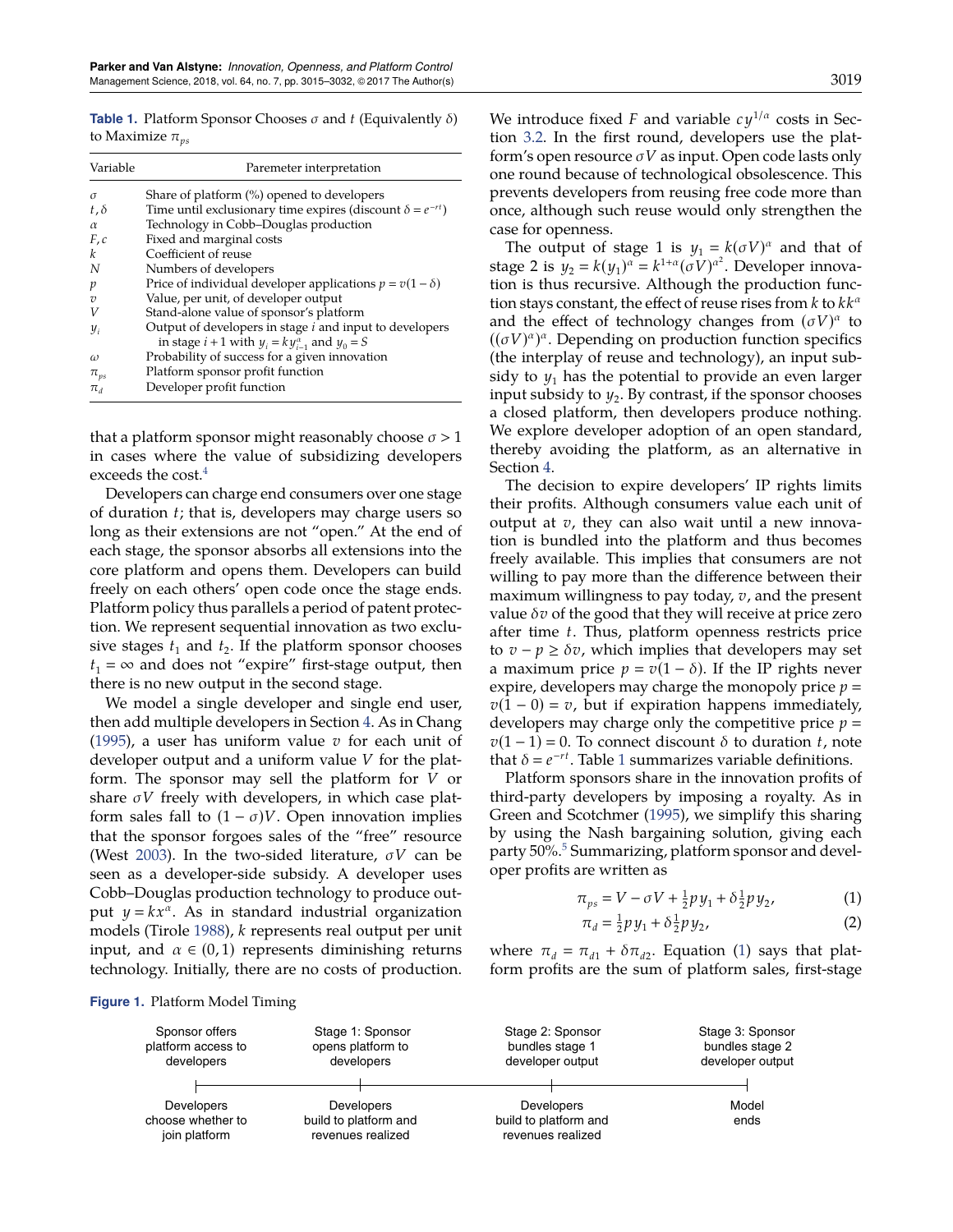**Table 1.** Platform Sponsor Chooses $\sigma$ and $t$ (Equivalently $\delta$) to Maximize $\pi_{ps}$

| Variable | Paremeter interpretation |
| --- | --- |
| $\sigma$ | Share of platform (%) opened to developers |
| $t, \delta$ | Time until exclusionary time expires (discount $\delta = e^{-rt}$) |
| $\alpha$ | Technology in Cobb–Douglas production |
| $F, c$ | Fixed and marginal costs |
| $k$ | Coefficient of reuse |
| $N$ | Numbers of developers |
| $p$ | Price of individual developer applications $p = v(1-\delta)$ |
| $v$ | Value, per unit, of developer output |
| $V$ | Stand-alone value of sponsor's platform |
| $y_i$ | Output of developers in stage $i$ and input to developers in stage $i+1$ with $y_i = k y_{i-1}^{\alpha}$ and $y_0 = S$ |
| $\omega$ | Probability of success for a given innovation |
| $\pi_{ps}$ | Platform sponsor profit function |
| $\pi_d$ | Developer profit function |

that a platform sponsor might reasonably choose $\sigma > 1$ in cases where the value of subsidizing developers exceeds the cost.[4]

Developers can charge end consumers over one stage of duration $t$; that is, developers may charge users so long as their extensions are not "open." At the end of each stage, the sponsor absorbs all extensions into the core platform and opens them. Developers can build freely on each others' open code once the stage ends. Platform policy thus parallels a period of patent protection. We represent sequential innovation as two exclusive stages $t_1$ and $t_2$. If the platform sponsor chooses $t_1 = \infty$ and does not "expire" first-stage output, then there is no new output in the second stage.

We model a single developer and single end user, then add multiple developers in Section 4. As in Chang (1995), a user has uniform value $v$ for each unit of developer output and a uniform value $V$ for the platform. The sponsor may sell the platform for $V$ or share $\sigma V$ freely with developers, in which case platform sales fall to $(1-\sigma)V$. Open innovation implies that the sponsor forgoes sales of the "free" resource (West 2003). In the two-sided literature, $\sigma V$ can be seen as a developer-side subsidy. A developer uses Cobb–Douglas production technology to produce output $y = kx^{\alpha}$. As in standard industrial organization models (Tirole 1988), $k$ represents real output per unit input, and $\alpha \in (0,1)$ represents diminishing returns technology. Initially, there are no costs of production. We introduce fixed $F$ and variable $cy^{1/\alpha}$ costs in Section 3.2. In the first round, developers use the platform's open resource $\sigma V$ as input. Open code lasts only one round because of technological obsolescence. This prevents developers from reusing free code more than once, although such reuse would only strengthen the case for openness.

The output of stage 1 is $y_1 = k(\sigma V)^{\alpha}$ and that of stage 2 is $y_2 = k(y_1)^{\alpha} = k^{1+\alpha}(\sigma V)^{\alpha^2}$. Developer innovation is thus recursive. Although the production function stays constant, the effect of reuse rises from $k$ to $kk^{\alpha}$ and the effect of technology changes from $(\sigma V)^{\alpha}$ to $((\sigma V)^{\alpha})^{\alpha}$. Depending on production function specifics (the interplay of reuse and technology), an input subsidy to $y_1$ has the potential to provide an even larger input subsidy to $y_2$. By contrast, if the sponsor chooses a closed platform, then developers produce nothing. We explore developer adoption of an open standard, thereby avoiding the platform, as an alternative in Section 4.

The decision to expire developers' IP rights limits their profits. Although consumers value each unit of output at $v$, they can also wait until a new innovation is bundled into the platform and thus becomes freely available. This implies that consumers are not willing to pay more than the difference between their maximum willingness to pay today, $v$, and the present value $\delta v$ of the good that they will receive at price zero after time $t$. Thus, platform openness restricts price to $v - p \geq \delta v$, which implies that developers may set a maximum price $p = v(1-\delta)$. If the IP rights never expire, developers may charge the monopoly price $p = v(1-0) = v$, but if expiration happens immediately, developers may charge only the competitive price $p = v(1-1) = 0$. To connect discount $\delta$ to duration $t$, note that $\delta = e^{-rt}$. Table 1 summarizes variable definitions.

Platform sponsors share in the innovation profits of third-party developers by imposing a royalty. As in Green and Scotchmer (1995), we simplify this sharing by using the Nash bargaining solution, giving each party 50%.[5] Summarizing, platform sponsor and developer profits are written as

$$\pi_{ps} = V - \sigma V + \tfrac{1}{2} p y_1 + \delta \tfrac{1}{2} p y_2, \tag{1}$$

$$\pi_d = \tfrac{1}{2} p y_1 + \delta \tfrac{1}{2} p y_2, \tag{2}$$

where $\pi_d = \pi_{d1} + \delta \pi_{d2}$. Equation (1) says that platform profits are the sum of platform sales, first-stage

**Figure 1.** Platform Model Timing

| Sponsor offers platform access to developers | Stage 1: Sponsor opens platform to developers | Stage 2: Sponsor bundles stage 1 developer output | Stage 3: Sponsor bundles stage 2 developer output |
| --- | --- | --- | --- |
| Developers choose whether to join platform | Developers build to platform and revenues realized | Developers build to platform and revenues realized | Model ends |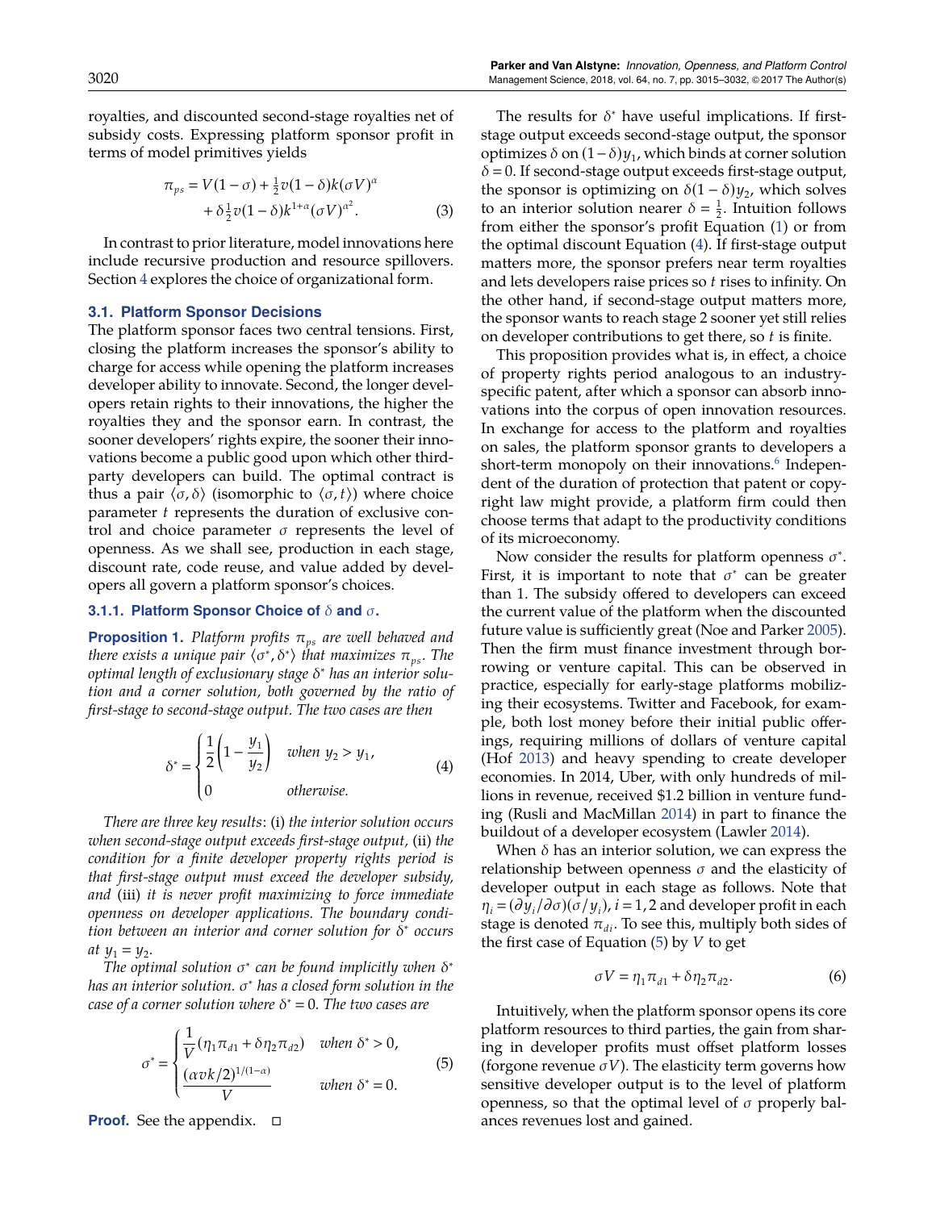royalties, and discounted second-stage royalties net of subsidy costs. Expressing platform sponsor profit in terms of model primitives yields

$$\pi_{ps} = V(1-\sigma) + \tfrac{1}{2}v(1-\delta)k(\sigma V)^{\alpha} + \delta \tfrac{1}{2}v(1-\delta)k^{1+\alpha}(\sigma V)^{\alpha^2}. \quad (3)$$

In contrast to prior literature, model innovations here include recursive production and resource spillovers. Section 4 explores the choice of organizational form.

### 3.1. Platform Sponsor Decisions

The platform sponsor faces two central tensions. First, closing the platform increases the sponsor's ability to charge for access while opening the platform increases developer ability to innovate. Second, the longer developers retain rights to their innovations, the higher the royalties they and the sponsor earn. In contrast, the sooner developers' rights expire, the sooner their innovations become a public good upon which other third-party developers can build. The optimal contract is thus a pair $\langle \sigma, \delta \rangle$ (isomorphic to $\langle \sigma, t \rangle$) where choice parameter $t$ represents the duration of exclusive control and choice parameter $\sigma$ represents the level of openness. As we shall see, production in each stage, discount rate, code reuse, and value added by developers all govern a platform sponsor's choices.

#### 3.1.1. Platform Sponsor Choice of $\delta$ and $\sigma$.

**Proposition 1.** *Platform profits $\pi_{ps}$ are well behaved and there exists a unique pair $\langle \sigma^*, \delta^* \rangle$ that maximizes $\pi_{ps}$. The optimal length of exclusionary stage $\delta^*$ has an interior solution and a corner solution, both governed by the ratio of first-stage to second-stage output. The two cases are then*

$$\delta^* = \begin{cases} \dfrac{1}{2}\left(1 - \dfrac{y_1}{y_2}\right) & \text{when } y_2 > y_1, \\ 0 & \text{otherwise.} \end{cases} \quad (4)$$

*There are three key results*: (i) *the interior solution occurs when second-stage output exceeds first-stage output,* (ii) *the condition for a finite developer property rights period is that first-stage output must exceed the developer subsidy, and* (iii) *it is never profit maximizing to force immediate openness on developer applications. The boundary condition between an interior and corner solution for $\delta^*$ occurs at $y_1 = y_2$.*

*The optimal solution $\sigma^*$ can be found implicitly when $\delta^*$ has an interior solution. $\sigma^*$ has a closed form solution in the case of a corner solution where $\delta^* = 0$. The two cases are*

$$\sigma^* = \begin{cases} \dfrac{1}{V}(\eta_1 \pi_{d1} + \delta \eta_2 \pi_{d2}) & \text{when } \delta^* > 0, \\ \dfrac{(\alpha v k/2)^{1/(1-\alpha)}}{V} & \text{when } \delta^* = 0. \end{cases} \quad (5)$$

**Proof.** See the appendix. □

The results for $\delta^*$ have useful implications. If first-stage output exceeds second-stage output, the sponsor optimizes $\delta$ on $(1-\delta)y_1$, which binds at corner solution $\delta = 0$. If second-stage output exceeds first-stage output, the sponsor is optimizing on $\delta(1-\delta)y_2$, which solves to an interior solution nearer $\delta = \frac{1}{2}$. Intuition follows from either the sponsor's profit Equation (1) or from the optimal discount Equation (4). If first-stage output matters more, the sponsor prefers near term royalties and lets developers raise prices so $t$ rises to infinity. On the other hand, if second-stage output matters more, the sponsor wants to reach stage 2 sooner yet still relies on developer contributions to get there, so $t$ is finite.

This proposition provides what is, in effect, a choice of property rights period analogous to an industry-specific patent, after which a sponsor can absorb innovations into the corpus of open innovation resources. In exchange for access to the platform and royalties on sales, the platform sponsor grants to developers a short-term monopoly on their innovations.[6] Independent of the duration of protection that patent or copyright law might provide, a platform firm could then choose terms that adapt to the productivity conditions of its microeconomy.

Now consider the results for platform openness $\sigma^*$. First, it is important to note that $\sigma^*$ can be greater than 1. The subsidy offered to developers can exceed the current value of the platform when the discounted future value is sufficiently great (Noe and Parker 2005). Then the firm must finance investment through borrowing or venture capital. This can be observed in practice, especially for early-stage platforms mobilizing their ecosystems. Twitter and Facebook, for example, both lost money before their initial public offerings, requiring millions of dollars of venture capital (Hof 2013) and heavy spending to create developer economies. In 2014, Uber, with only hundreds of millions in revenue, received \$1.2 billion in venture funding (Rusli and MacMillan 2014) in part to finance the buildout of a developer ecosystem (Lawler 2014).

When $\delta$ has an interior solution, we can express the relationship between openness $\sigma$ and the elasticity of developer output in each stage as follows. Note that $\eta_i = (\partial y_i / \partial \sigma)(\sigma / y_i)$, $i = 1, 2$ and developer profit in each stage is denoted $\pi_{di}$. To see this, multiply both sides of the first case of Equation (5) by $V$ to get

$$\sigma V = \eta_1 \pi_{d1} + \delta \eta_2 \pi_{d2}. \quad (6)$$

Intuitively, when the platform sponsor opens its core platform resources to third parties, the gain from sharing in developer profits must offset platform losses (forgone revenue $\sigma V$). The elasticity term governs how sensitive developer output is to the level of platform openness, so that the optimal level of $\sigma$ properly balances revenues lost and gained.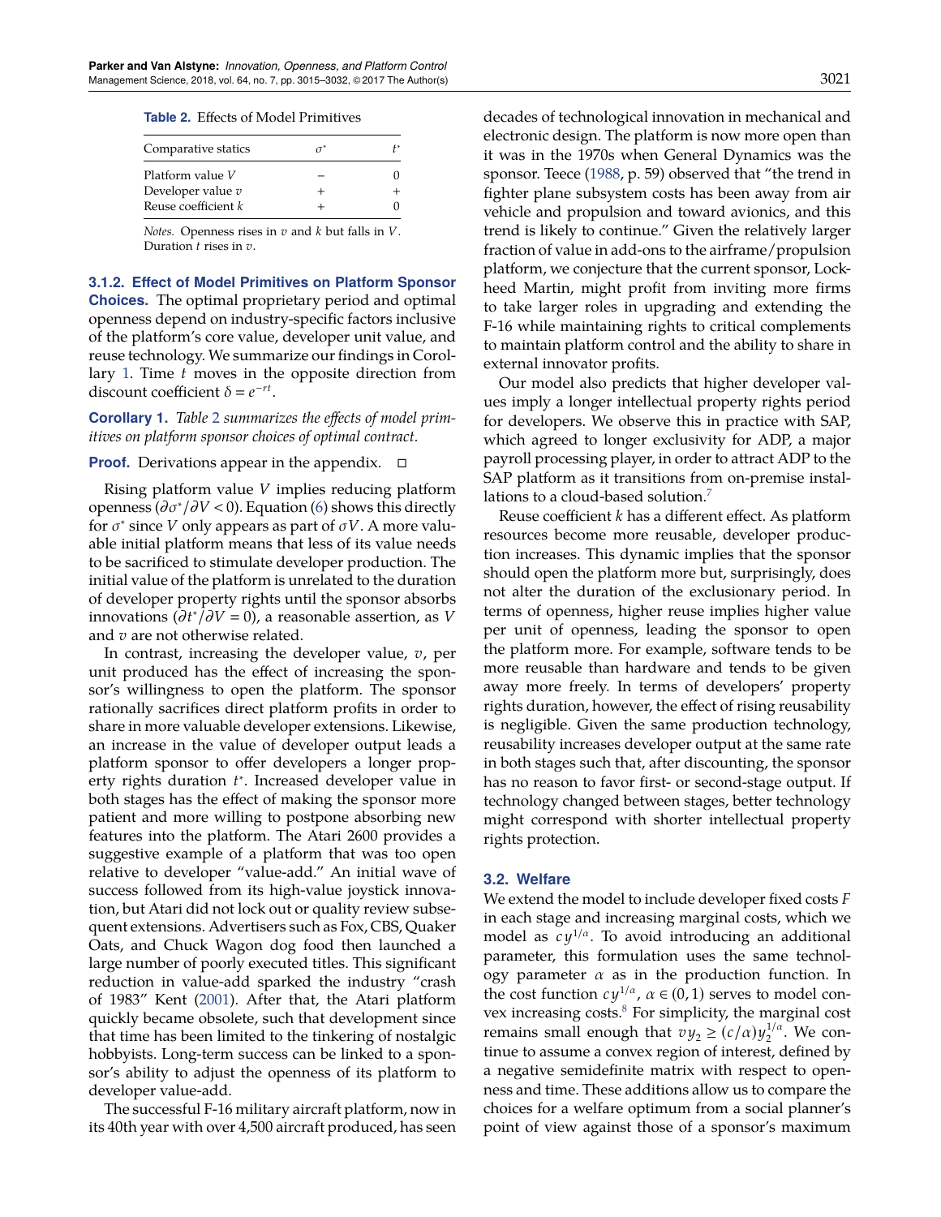**Table 2.** Effects of Model Primitives

| Comparative statics | $\sigma^*$ | $t^*$ |
|---|---|---|
| Platform value $V$ | − | 0 |
| Developer value $v$ | + | + |
| Reuse coefficient $k$ | + | 0 |

*Notes.* Openness rises in $v$ and $k$ but falls in $V$. Duration $t$ rises in $v$.

#### 3.1.2. Effect of Model Primitives on Platform Sponsor Choices.

The optimal proprietary period and optimal openness depend on industry-specific factors inclusive of the platform's core value, developer unit value, and reuse technology. We summarize our findings in Corollary 1. Time $t$ moves in the opposite direction from discount coefficient $\delta = e^{-rt}$.

**Corollary 1.** *Table 2 summarizes the effects of model primitives on platform sponsor choices of optimal contract.*

**Proof.** Derivations appear in the appendix. □

Rising platform value $V$ implies reducing platform openness ($\partial\sigma^*/\partial V < 0$). Equation (6) shows this directly for $\sigma^*$ since $V$ only appears as part of $\sigma V$. A more valuable initial platform means that less of its value needs to be sacrificed to stimulate developer production. The initial value of the platform is unrelated to the duration of developer property rights until the sponsor absorbs innovations ($\partial t^*/\partial V = 0$), a reasonable assertion, as $V$ and $v$ are not otherwise related.

In contrast, increasing the developer value, $v$, per unit produced has the effect of increasing the sponsor's willingness to open the platform. The sponsor rationally sacrifices direct platform profits in order to share in more valuable developer extensions. Likewise, an increase in the value of developer output leads a platform sponsor to offer developers a longer property rights duration $t^*$. Increased developer value in both stages has the effect of making the sponsor more patient and more willing to postpone absorbing new features into the platform. The Atari 2600 provides a suggestive example of a platform that was too open relative to developer "value-add." An initial wave of success followed from its high-value joystick innovation, but Atari did not lock out or quality review subsequent extensions. Advertisers such as Fox, CBS, Quaker Oats, and Chuck Wagon dog food then launched a large number of poorly executed titles. This significant reduction in value-add sparked the industry "crash of 1983" Kent (2001). After that, the Atari platform quickly became obsolete, such that development since that time has been limited to the tinkering of nostalgic hobbyists. Long-term success can be linked to a sponsor's ability to adjust the openness of its platform to developer value-add.

The successful F-16 military aircraft platform, now in its 40th year with over 4,500 aircraft produced, has seen decades of technological innovation in mechanical and electronic design. The platform is now more open than it was in the 1970s when General Dynamics was the sponsor. Teece (1988, p. 59) observed that "the trend in fighter plane subsystem costs has been away from air vehicle and propulsion and toward avionics, and this trend is likely to continue." Given the relatively larger fraction of value in add-ons to the airframe/propulsion platform, we conjecture that the current sponsor, Lockheed Martin, might profit from inviting more firms to take larger roles in upgrading and extending the F-16 while maintaining rights to critical complements to maintain platform control and the ability to share in external innovator profits.

Our model also predicts that higher developer values imply a longer intellectual property rights period for developers. We observe this in practice with SAP, which agreed to longer exclusivity for ADP, a major payroll processing player, in order to attract ADP to the SAP platform as it transitions from on-premise installations to a cloud-based solution.[7]

Reuse coefficient $k$ has a different effect. As platform resources become more reusable, developer production increases. This dynamic implies that the sponsor should open the platform more but, surprisingly, does not alter the duration of the exclusionary period. In terms of openness, higher reuse implies higher value per unit of openness, leading the sponsor to open the platform more. For example, software tends to be more reusable than hardware and tends to be given away more freely. In terms of developers' property rights duration, however, the effect of rising reusability is negligible. Given the same production technology, reusability increases developer output at the same rate in both stages such that, after discounting, the sponsor has no reason to favor first- or second-stage output. If technology changed between stages, better technology might correspond with shorter intellectual property rights protection.

### 3.2. Welfare

We extend the model to include developer fixed costs $F$ in each stage and increasing marginal costs, which we model as $cy^{1/\alpha}$. To avoid introducing an additional parameter, this formulation uses the same technology parameter $\alpha$ as in the production function. In the cost function $cy^{1/\alpha}$, $\alpha \in (0,1)$ serves to model convex increasing costs.[8] For simplicity, the marginal cost remains small enough that $vy_2 \geq (c/\alpha)y_2^{1/\alpha}$. We continue to assume a convex region of interest, defined by a negative semidefinite matrix with respect to openness and time. These additions allow us to compare the choices for a welfare optimum from a social planner's point of view against those of a sponsor's maximum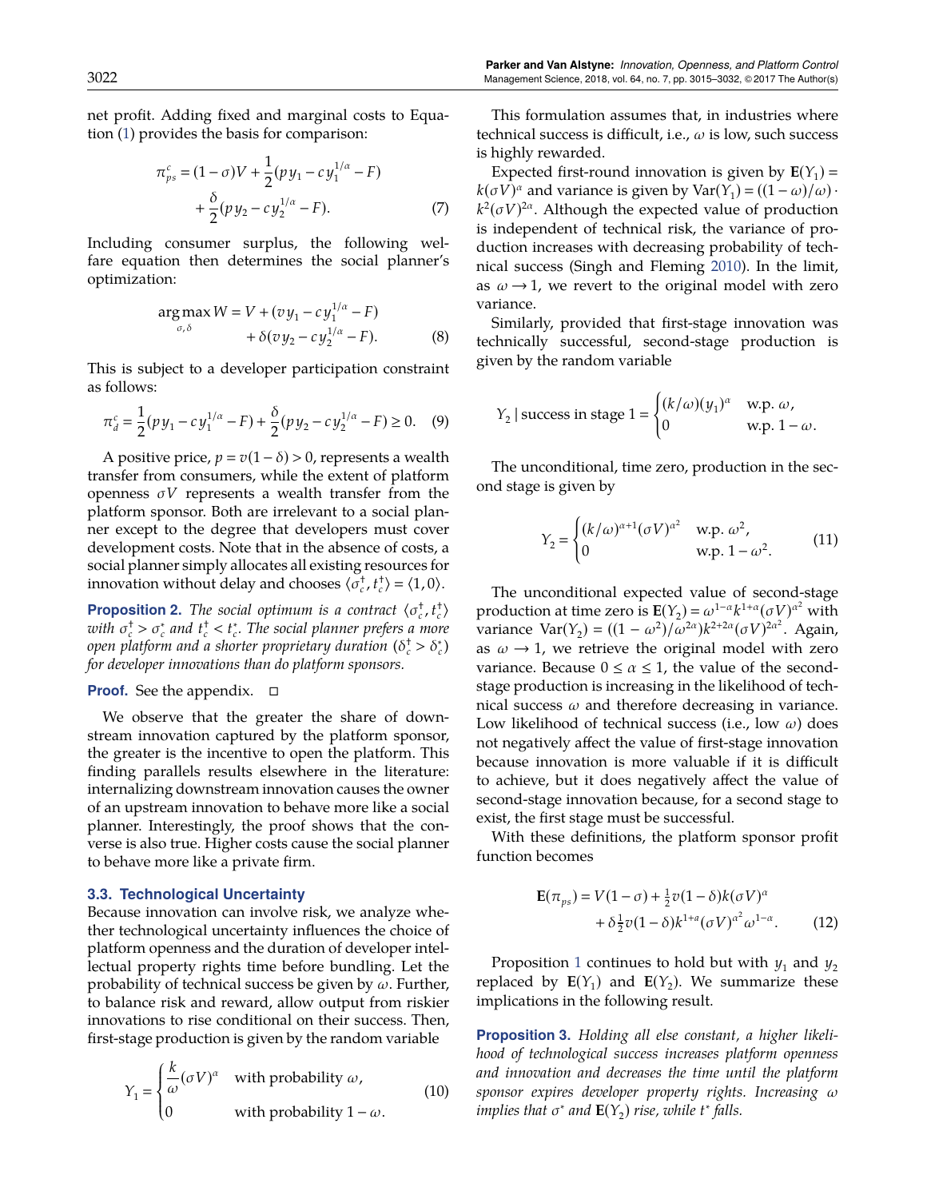net profit. Adding fixed and marginal costs to Equation (1) provides the basis for comparison:

$$\pi_{ps}^{c} = (1-\sigma)V + \frac{1}{2}(py_1 - cy_1^{1/\alpha} - F) + \frac{\delta}{2}(py_2 - cy_2^{1/\alpha} - F). \tag{7}$$

Including consumer surplus, the following welfare equation then determines the social planner's optimization:

$$\arg\max_{\sigma,\delta} W = V + (vy_1 - cy_1^{1/\alpha} - F) + \delta(vy_2 - cy_2^{1/\alpha} - F). \tag{8}$$

This is subject to a developer participation constraint as follows:

$$\pi_{d}^{c} = \frac{1}{2}(py_1 - cy_1^{1/\alpha} - F) + \frac{\delta}{2}(py_2 - cy_2^{1/\alpha} - F) \geq 0. \tag{9}$$

A positive price, $p = v(1-\delta) > 0$, represents a wealth transfer from consumers, while the extent of platform openness $\sigma V$ represents a wealth transfer from the platform sponsor. Both are irrelevant to a social planner except to the degree that developers must cover development costs. Note that in the absence of costs, a social planner simply allocates all existing resources for innovation without delay and chooses $\langle \sigma_c^{\dagger}, t_c^{\dagger} \rangle = \langle 1, 0 \rangle$.

**Proposition 2.** *The social optimum is a contract $\langle \sigma_c^{\dagger}, t_c^{\dagger} \rangle$ with $\sigma_c^{\dagger} > \sigma_c^{*}$ and $t_c^{\dagger} < t_c^{*}$. The social planner prefers a more open platform and a shorter proprietary duration ($\delta_c^{\dagger} > \delta_c^{*}$) for developer innovations than do platform sponsors.*

**Proof.** See the appendix. □

We observe that the greater the share of downstream innovation captured by the platform sponsor, the greater is the incentive to open the platform. This finding parallels results elsewhere in the literature: internalizing downstream innovation causes the owner of an upstream innovation to behave more like a social planner. Interestingly, the proof shows that the converse is also true. Higher costs cause the social planner to behave more like a private firm.

### 3.3. Technological Uncertainty

Because innovation can involve risk, we analyze whether technological uncertainty influences the choice of platform openness and the duration of developer intellectual property rights time before bundling. Let the probability of technical success be given by $\omega$. Further, to balance risk and reward, allow output from riskier innovations to rise conditional on their success. Then, first-stage production is given by the random variable

$$Y_1 = \begin{cases} \dfrac{k}{\omega}(\sigma V)^{\alpha} & \text{with probability } \omega, \\ 0 & \text{with probability } 1-\omega. \end{cases} \tag{10}$$

This formulation assumes that, in industries where technical success is difficult, i.e., $\omega$ is low, such success is highly rewarded.

Expected first-round innovation is given by $\mathbf{E}(Y_1) = k(\sigma V)^{\alpha}$ and variance is given by $\mathrm{Var}(Y_1) = ((1-\omega)/\omega) \cdot k^2(\sigma V)^{2\alpha}$. Although the expected value of production is independent of technical risk, the variance of production increases with decreasing probability of technical success (Singh and Fleming 2010). In the limit, as $\omega \to 1$, we revert to the original model with zero variance.

Similarly, provided that first-stage innovation was technically successful, second-stage production is given by the random variable

$$Y_2 \mid \text{success in stage 1} = \begin{cases} (k/\omega)(y_1)^{\alpha} & \text{w.p. } \omega, \\ 0 & \text{w.p. } 1-\omega. \end{cases}$$

The unconditional, time zero, production in the second stage is given by

$$Y_2 = \begin{cases} (k/\omega)^{\alpha+1}(\sigma V)^{\alpha^2} & \text{w.p. } \omega^2, \\ 0 & \text{w.p. } 1-\omega^2. \end{cases} \tag{11}$$

The unconditional expected value of second-stage production at time zero is $\mathbf{E}(Y_2) = \omega^{1-\alpha}k^{1+\alpha}(\sigma V)^{\alpha^2}$ with variance $\mathrm{Var}(Y_2) = ((1-\omega^2)/\omega^{2\alpha})k^{2+2\alpha}(\sigma V)^{2\alpha^2}$. Again, as $\omega \to 1$, we retrieve the original model with zero variance. Because $0 \leq \alpha \leq 1$, the value of the second-stage production is increasing in the likelihood of technical success $\omega$ and therefore decreasing in variance. Low likelihood of technical success (i.e., low $\omega$) does not negatively affect the value of first-stage innovation because innovation is more valuable if it is difficult to achieve, but it does negatively affect the value of second-stage innovation because, for a second stage to exist, the first stage must be successful.

With these definitions, the platform sponsor profit function becomes

$$\mathbf{E}(\pi_{ps}) = V(1-\sigma) + \tfrac{1}{2}v(1-\delta)k(\sigma V)^{\alpha} + \delta\tfrac{1}{2}v(1-\delta)k^{1+a}(\sigma V)^{\alpha^2}\omega^{1-\alpha}. \tag{12}$$

Proposition 1 continues to hold but with $y_1$ and $y_2$ replaced by $\mathbf{E}(Y_1)$ and $\mathbf{E}(Y_2)$. We summarize these implications in the following result.

**Proposition 3.** *Holding all else constant, a higher likelihood of technological success increases platform openness and innovation and decreases the time until the platform sponsor expires developer property rights. Increasing $\omega$ implies that $\sigma^*$ and $\mathbf{E}(Y_2)$ rise, while $t^*$ falls.*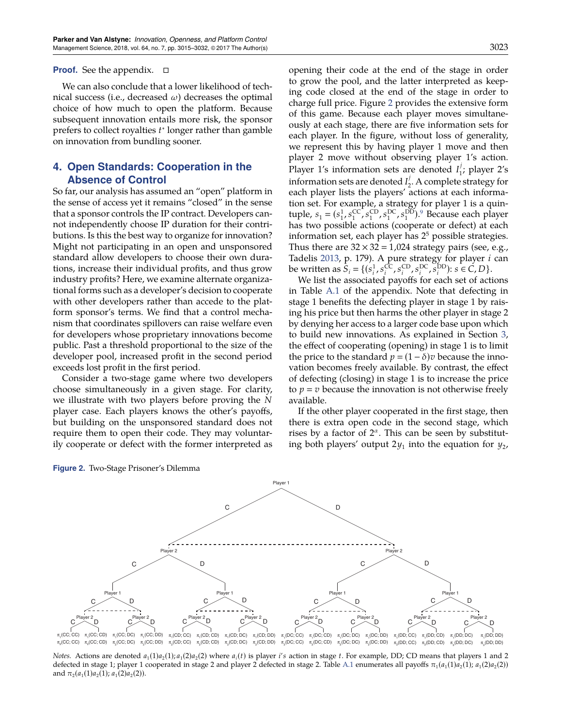**Proof.** See the appendix. □

We can also conclude that a lower likelihood of technical success (i.e., decreased $\omega$) decreases the optimal choice of how much to open the platform. Because subsequent innovation entails more risk, the sponsor prefers to collect royalties $t^*$ longer rather than gamble on innovation from bundling sooner.

## 4. Open Standards: Cooperation in the Absence of Control

So far, our analysis has assumed an "open" platform in the sense of access yet it remains "closed" in the sense that a sponsor controls the IP contract. Developers cannot independently choose IP duration for their contributions. Is this the best way to organize for innovation? Might not participating in an open and unsponsored standard allow developers to choose their own durations, increase their individual profits, and thus grow industry profits? Here, we examine alternate organizational forms such as a developer's decision to cooperate with other developers rather than accede to the platform sponsor's terms. We find that a control mechanism that coordinates spillovers can raise welfare even for developers whose proprietary innovations become public. Past a threshold proportional to the size of the developer pool, increased profit in the second period exceeds lost profit in the first period.

Consider a two-stage game where two developers choose simultaneously in a given stage. For clarity, we illustrate with two players before proving the $N$ player case. Each players knows the other's payoffs, but building on the unsponsored standard does not require them to open their code. They may voluntarily cooperate or defect with the former interpreted as opening their code at the end of the stage in order to grow the pool, and the latter interpreted as keeping code closed at the end of the stage in order to charge full price. Figure 2 provides the extensive form of this game. Because each player moves simultaneously at each stage, there are five information sets for each player. In the figure, without loss of generality, we represent this by having player 1 move and then player 2 move without observing player 1's action. Player 1's information sets are denoted $I_1^j$; player 2's information sets are denoted $I_2^j$. A complete strategy for each player lists the players' actions at each information set. For example, a strategy for player 1 is a quintuple, $s_1 = (s_1^1, s_1^{CC}, s_1^{CD}, s_1^{DC}, s_1^{DD})$.[9] Because each player has two possible actions (cooperate or defect) at each information set, each player has $2^5$ possible strategies. Thus there are $32 \times 32 = 1{,}024$ strategy pairs (see, e.g., Tadelis 2013, p. 179). A pure strategy for player $i$ can be written as $S_i = \{(s_i^1, s_i^{CC}, s_i^{CD}, s_i^{DC}, s_i^{DD}) : s \in C, D\}$.

We list the associated payoffs for each set of actions in Table A.1 of the appendix. Note that defecting in stage 1 benefits the defecting player in stage 1 by raising his price but then harms the other player in stage 2 by denying her access to a larger code base upon which to build new innovations. As explained in Section 3, the effect of cooperating (opening) in stage 1 is to limit the price to the standard $p = (1-\delta)v$ because the innovation becomes freely available. By contrast, the effect of defecting (closing) in stage 1 is to increase the price to $p = v$ because the innovation is not otherwise freely available.

If the other player cooperated in the first stage, then there is extra open code in the second stage, which rises by a factor of $2^\alpha$. This can be seen by substituting both players' output $2y_1$ into the equation for $y_2$,

**Figure 2.** Two-Stage Prisoner's Dilemma

*Notes.* Actions are denoted $a_1(1)a_2(1); a_1(2)a_2(2)$ where $a_i(t)$ is player $i$'s action in stage $t$. For example, DD; CD means that players 1 and 2 defected in stage 1; player 1 cooperated in stage 2 and player 2 defected in stage 2. Table A.1 enumerates all payoffs $\pi_1(a_1(1)a_2(1); a_1(2)a_2(2))$ and $\pi_2(a_1(1)a_2(1); a_1(2)a_2(2))$.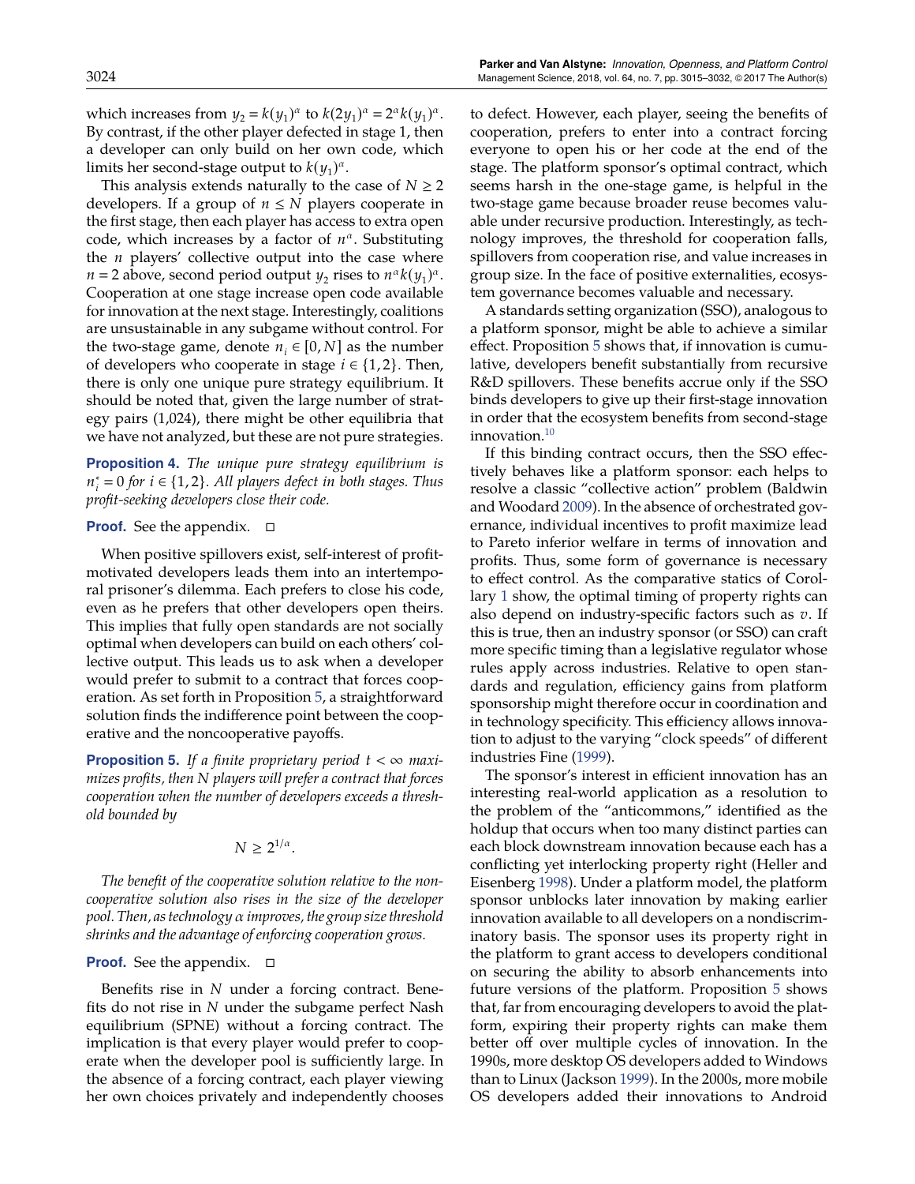which increases from $y_2 = k(y_1)^\alpha$ to $k(2y_1)^\alpha = 2^\alpha k(y_1)^\alpha$. By contrast, if the other player defected in stage 1, then a developer can only build on her own code, which limits her second-stage output to $k(y_1)^\alpha$.

This analysis extends naturally to the case of $N \geq 2$ developers. If a group of $n \leq N$ players cooperate in the first stage, then each player has access to extra open code, which increases by a factor of $n^\alpha$. Substituting the $n$ players' collective output into the case where $n = 2$ above, second period output $y_2$ rises to $n^\alpha k(y_1)^\alpha$. Cooperation at one stage increase open code available for innovation at the next stage. Interestingly, coalitions are unsustainable in any subgame without control. For the two-stage game, denote $n_i \in [0, N]$ as the number of developers who cooperate in stage $i \in \{1, 2\}$. Then, there is only one unique pure strategy equilibrium. It should be noted that, given the large number of strategy pairs (1,024), there might be other equilibria that we have not analyzed, but these are not pure strategies.

**Proposition 4.** *The unique pure strategy equilibrium is $n_i^* = 0$ for $i \in \{1, 2\}$. All players defect in both stages. Thus profit-seeking developers close their code.*

**Proof.** See the appendix. □

When positive spillovers exist, self-interest of profit-motivated developers leads them into an intertemporal prisoner's dilemma. Each prefers to close his code, even as he prefers that other developers open theirs. This implies that fully open standards are not socially optimal when developers can build on each others' collective output. This leads us to ask when a developer would prefer to submit to a contract that forces cooperation. As set forth in Proposition 5, a straightforward solution finds the indifference point between the cooperative and the noncooperative payoffs.

**Proposition 5.** *If a finite proprietary period $t < \infty$ maximizes profits, then $N$ players will prefer a contract that forces cooperation when the number of developers exceeds a threshold bounded by*

$$N \geq 2^{1/\alpha}.$$

*The benefit of the cooperative solution relative to the noncooperative solution also rises in the size of the developer pool. Then, as technology $\alpha$ improves, the group size threshold shrinks and the advantage of enforcing cooperation grows.*

**Proof.** See the appendix. □

Benefits rise in $N$ under a forcing contract. Benefits do not rise in $N$ under the subgame perfect Nash equilibrium (SPNE) without a forcing contract. The implication is that every player would prefer to cooperate when the developer pool is sufficiently large. In the absence of a forcing contract, each player viewing her own choices privately and independently chooses to defect. However, each player, seeing the benefits of cooperation, prefers to enter into a contract forcing everyone to open his or her code at the end of the stage. The platform sponsor's optimal contract, which seems harsh in the one-stage game, is helpful in the two-stage game because broader reuse becomes valuable under recursive production. Interestingly, as technology improves, the threshold for cooperation falls, spillovers from cooperation rise, and value increases in group size. In the face of positive externalities, ecosystem governance becomes valuable and necessary.

A standards setting organization (SSO), analogous to a platform sponsor, might be able to achieve a similar effect. Proposition 5 shows that, if innovation is cumulative, developers benefit substantially from recursive R&D spillovers. These benefits accrue only if the SSO binds developers to give up their first-stage innovation in order that the ecosystem benefits from second-stage innovation.[10]

If this binding contract occurs, then the SSO effectively behaves like a platform sponsor: each helps to resolve a classic "collective action" problem (Baldwin and Woodard 2009). In the absence of orchestrated governance, individual incentives to profit maximize lead to Pareto inferior welfare in terms of innovation and profits. Thus, some form of governance is necessary to effect control. As the comparative statics of Corollary 1 show, the optimal timing of property rights can also depend on industry-specific factors such as $v$. If this is true, then an industry sponsor (or SSO) can craft more specific timing than a legislative regulator whose rules apply across industries. Relative to open standards and regulation, efficiency gains from platform sponsorship might therefore occur in coordination and in technology specificity. This efficiency allows innovation to adjust to the varying "clock speeds" of different industries Fine (1999).

The sponsor's interest in efficient innovation has an interesting real-world application as a resolution to the problem of the "anticommons," identified as the holdup that occurs when too many distinct parties can each block downstream innovation because each has a conflicting yet interlocking property right (Heller and Eisenberg 1998). Under a platform model, the platform sponsor unblocks later innovation by making earlier innovation available to all developers on a nondiscriminatory basis. The sponsor uses its property right in the platform to grant access to developers conditional on securing the ability to absorb enhancements into future versions of the platform. Proposition 5 shows that, far from encouraging developers to avoid the platform, expiring their property rights can make them better off over multiple cycles of innovation. In the 1990s, more desktop OS developers added to Windows than to Linux (Jackson 1999). In the 2000s, more mobile OS developers added their innovations to Android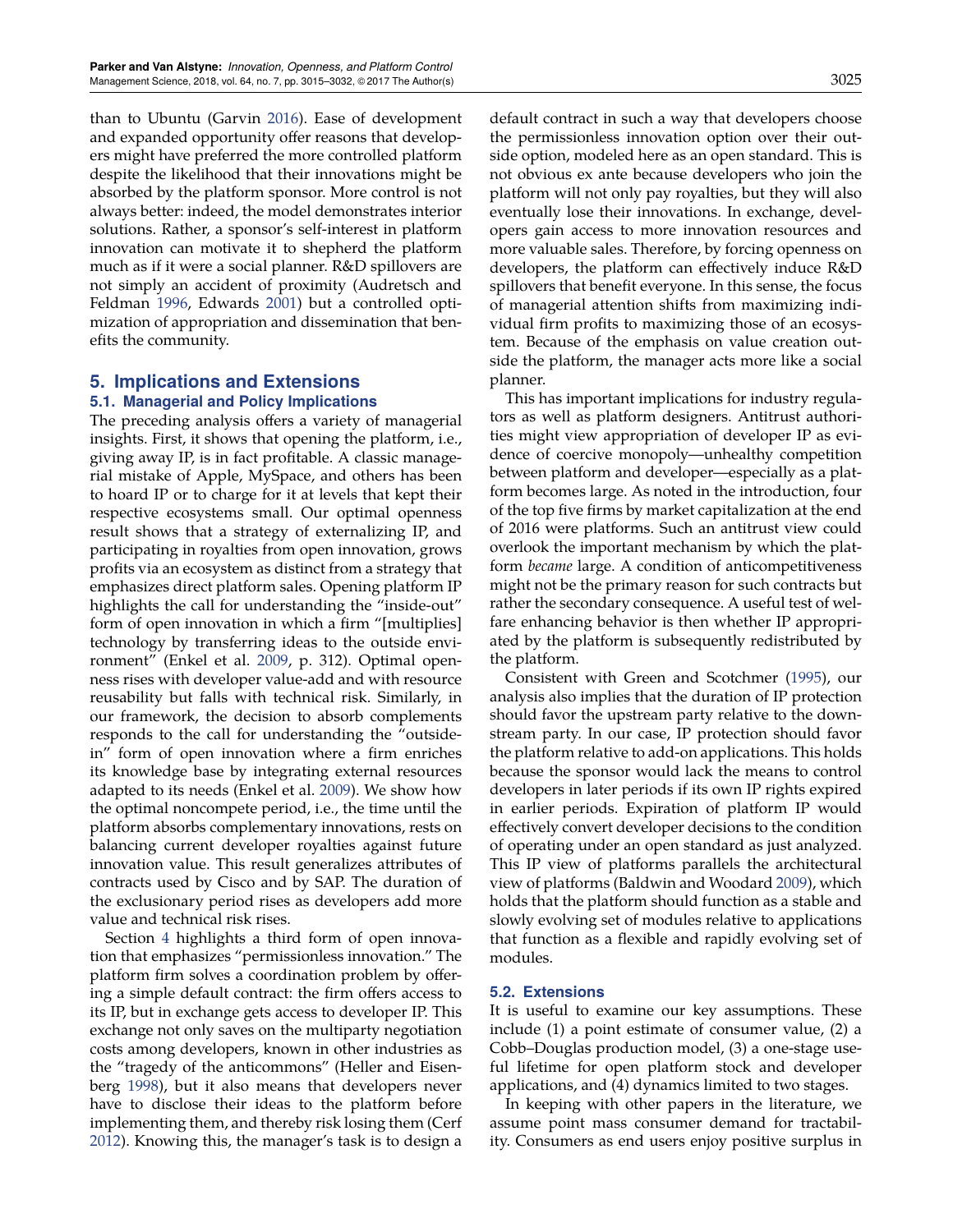than to Ubuntu (Garvin 2016). Ease of development and expanded opportunity offer reasons that developers might have preferred the more controlled platform despite the likelihood that their innovations might be absorbed by the platform sponsor. More control is not always better: indeed, the model demonstrates interior solutions. Rather, a sponsor's self-interest in platform innovation can motivate it to shepherd the platform much as if it were a social planner. R&D spillovers are not simply an accident of proximity (Audretsch and Feldman 1996, Edwards 2001) but a controlled optimization of appropriation and dissemination that benefits the community.

## 5. Implications and Extensions

### 5.1. Managerial and Policy Implications

The preceding analysis offers a variety of managerial insights. First, it shows that opening the platform, i.e., giving away IP, is in fact profitable. A classic managerial mistake of Apple, MySpace, and others has been to hoard IP or to charge for it at levels that kept their respective ecosystems small. Our optimal openness result shows that a strategy of externalizing IP, and participating in royalties from open innovation, grows profits via an ecosystem as distinct from a strategy that emphasizes direct platform sales. Opening platform IP highlights the call for understanding the "inside-out" form of open innovation in which a firm "[multiplies] technology by transferring ideas to the outside environment" (Enkel et al. 2009, p. 312). Optimal openness rises with developer value-add and with resource reusability but falls with technical risk. Similarly, in our framework, the decision to absorb complements responds to the call for understanding the "outside-in" form of open innovation where a firm enriches its knowledge base by integrating external resources adapted to its needs (Enkel et al. 2009). We show how the optimal noncompete period, i.e., the time until the platform absorbs complementary innovations, rests on balancing current developer royalties against future innovation value. This result generalizes attributes of contracts used by Cisco and by SAP. The duration of the exclusionary period rises as developers add more value and technical risk rises.

Section 4 highlights a third form of open innovation that emphasizes "permissionless innovation." The platform firm solves a coordination problem by offering a simple default contract: the firm offers access to its IP, but in exchange gets access to developer IP. This exchange not only saves on the multiparty negotiation costs among developers, known in other industries as the "tragedy of the anticommons" (Heller and Eisenberg 1998), but it also means that developers never have to disclose their ideas to the platform before implementing them, and thereby risk losing them (Cerf 2012). Knowing this, the manager's task is to design a default contract in such a way that developers choose the permissionless innovation option over their outside option, modeled here as an open standard. This is not obvious ex ante because developers who join the platform will not only pay royalties, but they will also eventually lose their innovations. In exchange, developers gain access to more innovation resources and more valuable sales. Therefore, by forcing openness on developers, the platform can effectively induce R&D spillovers that benefit everyone. In this sense, the focus of managerial attention shifts from maximizing individual firm profits to maximizing those of an ecosystem. Because of the emphasis on value creation outside the platform, the manager acts more like a social planner.

This has important implications for industry regulators as well as platform designers. Antitrust authorities might view appropriation of developer IP as evidence of coercive monopoly—unhealthy competition between platform and developer—especially as a platform becomes large. As noted in the introduction, four of the top five firms by market capitalization at the end of 2016 were platforms. Such an antitrust view could overlook the important mechanism by which the platform *became* large. A condition of anticompetitiveness might not be the primary reason for such contracts but rather the secondary consequence. A useful test of welfare enhancing behavior is then whether IP appropriated by the platform is subsequently redistributed by the platform.

Consistent with Green and Scotchmer (1995), our analysis also implies that the duration of IP protection should favor the upstream party relative to the downstream party. In our case, IP protection should favor the platform relative to add-on applications. This holds because the sponsor would lack the means to control developers in later periods if its own IP rights expired in earlier periods. Expiration of platform IP would effectively convert developer decisions to the condition of operating under an open standard as just analyzed. This IP view of platforms parallels the architectural view of platforms (Baldwin and Woodard 2009), which holds that the platform should function as a stable and slowly evolving set of modules relative to applications that function as a flexible and rapidly evolving set of modules.

### 5.2. Extensions

It is useful to examine our key assumptions. These include (1) a point estimate of consumer value, (2) a Cobb–Douglas production model, (3) a one-stage useful lifetime for open platform stock and developer applications, and (4) dynamics limited to two stages.

In keeping with other papers in the literature, we assume point mass consumer demand for tractability. Consumers as end users enjoy positive surplus in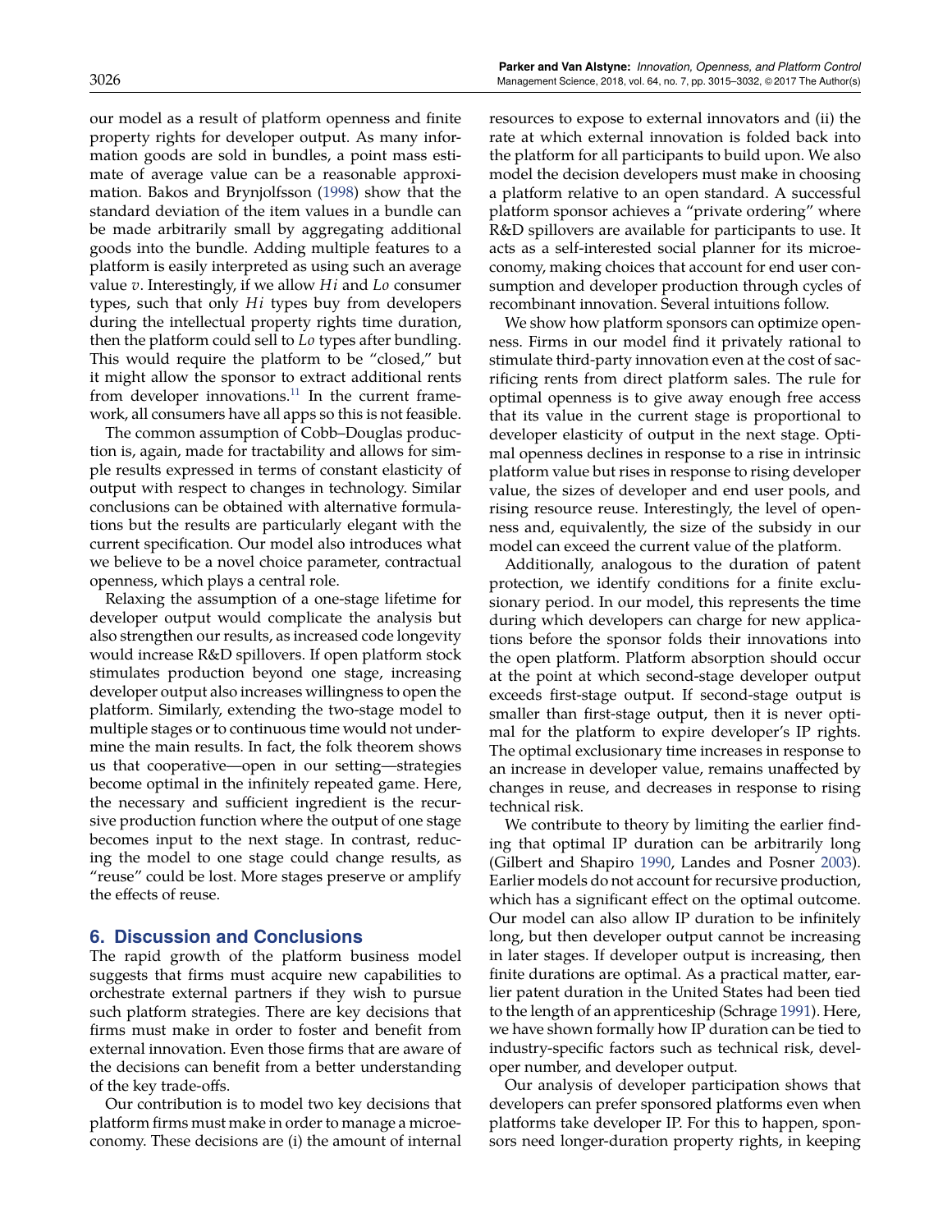our model as a result of platform openness and finite property rights for developer output. As many information goods are sold in bundles, a point mass estimate of average value can be a reasonable approximation. Bakos and Brynjolfsson (1998) show that the standard deviation of the item values in a bundle can be made arbitrarily small by aggregating additional goods into the bundle. Adding multiple features to a platform is easily interpreted as using such an average value $v$. Interestingly, if we allow $Hi$ and $Lo$ consumer types, such that only $Hi$ types buy from developers during the intellectual property rights time duration, then the platform could sell to $Lo$ types after bundling. This would require the platform to be "closed," but it might allow the sponsor to extract additional rents from developer innovations.[11] In the current framework, all consumers have all apps so this is not feasible.

The common assumption of Cobb–Douglas production is, again, made for tractability and allows for simple results expressed in terms of constant elasticity of output with respect to changes in technology. Similar conclusions can be obtained with alternative formulations but the results are particularly elegant with the current specification. Our model also introduces what we believe to be a novel choice parameter, contractual openness, which plays a central role.

Relaxing the assumption of a one-stage lifetime for developer output would complicate the analysis but also strengthen our results, as increased code longevity would increase R&D spillovers. If open platform stock stimulates production beyond one stage, increasing developer output also increases willingness to open the platform. Similarly, extending the two-stage model to multiple stages or to continuous time would not undermine the main results. In fact, the folk theorem shows us that cooperative—open in our setting—strategies become optimal in the infinitely repeated game. Here, the necessary and sufficient ingredient is the recursive production function where the output of one stage becomes input to the next stage. In contrast, reducing the model to one stage could change results, as "reuse" could be lost. More stages preserve or amplify the effects of reuse.

## 6. Discussion and Conclusions

The rapid growth of the platform business model suggests that firms must acquire new capabilities to orchestrate external partners if they wish to pursue such platform strategies. There are key decisions that firms must make in order to foster and benefit from external innovation. Even those firms that are aware of the decisions can benefit from a better understanding of the key trade-offs.

Our contribution is to model two key decisions that platform firms must make in order to manage a microeconomy. These decisions are (i) the amount of internal resources to expose to external innovators and (ii) the rate at which external innovation is folded back into the platform for all participants to build upon. We also model the decision developers must make in choosing a platform relative to an open standard. A successful platform sponsor achieves a "private ordering" where R&D spillovers are available for participants to use. It acts as a self-interested social planner for its microeconomy, making choices that account for end user consumption and developer production through cycles of recombinant innovation. Several intuitions follow.

We show how platform sponsors can optimize openness. Firms in our model find it privately rational to stimulate third-party innovation even at the cost of sacrificing rents from direct platform sales. The rule for optimal openness is to give away enough free access that its value in the current stage is proportional to developer elasticity of output in the next stage. Optimal openness declines in response to a rise in intrinsic platform value but rises in response to rising developer value, the sizes of developer and end user pools, and rising resource reuse. Interestingly, the level of openness and, equivalently, the size of the subsidy in our model can exceed the current value of the platform.

Additionally, analogous to the duration of patent protection, we identify conditions for a finite exclusionary period. In our model, this represents the time during which developers can charge for new applications before the sponsor folds their innovations into the open platform. Platform absorption should occur at the point at which second-stage developer output exceeds first-stage output. If second-stage output is smaller than first-stage output, then it is never optimal for the platform to expire developer's IP rights. The optimal exclusionary time increases in response to an increase in developer value, remains unaffected by changes in reuse, and decreases in response to rising technical risk.

We contribute to theory by limiting the earlier finding that optimal IP duration can be arbitrarily long (Gilbert and Shapiro 1990, Landes and Posner 2003). Earlier models do not account for recursive production, which has a significant effect on the optimal outcome. Our model can also allow IP duration to be infinitely long, but then developer output cannot be increasing in later stages. If developer output is increasing, then finite durations are optimal. As a practical matter, earlier patent duration in the United States had been tied to the length of an apprenticeship (Schrage 1991). Here, we have shown formally how IP duration can be tied to industry-specific factors such as technical risk, developer number, and developer output.

Our analysis of developer participation shows that developers can prefer sponsored platforms even when platforms take developer IP. For this to happen, sponsors need longer-duration property rights, in keeping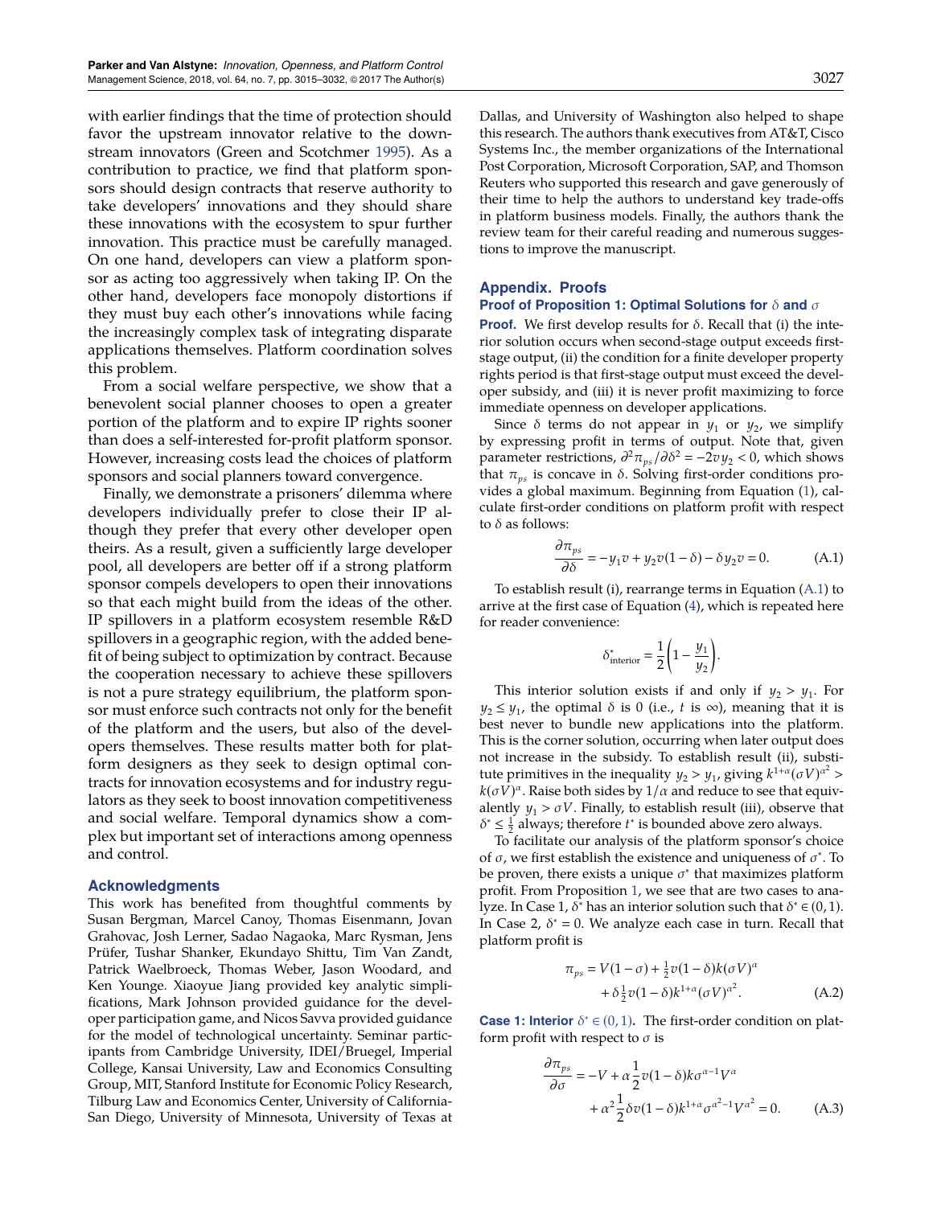with earlier findings that the time of protection should favor the upstream innovator relative to the downstream innovators (Green and Scotchmer 1995). As a contribution to practice, we find that platform sponsors should design contracts that reserve authority to take developers' innovations and they should share these innovations with the ecosystem to spur further innovation. This practice must be carefully managed. On one hand, developers can view a platform sponsor as acting too aggressively when taking IP. On the other hand, developers face monopoly distortions if they must buy each other's innovations while facing the increasingly complex task of integrating disparate applications themselves. Platform coordination solves this problem.

From a social welfare perspective, we show that a benevolent social planner chooses to open a greater portion of the platform and to expire IP rights sooner than does a self-interested for-profit platform sponsor. However, increasing costs lead the choices of platform sponsors and social planners toward convergence.

Finally, we demonstrate a prisoners' dilemma where developers individually prefer to close their IP although they prefer that every other developer open theirs. As a result, given a sufficiently large developer pool, all developers are better off if a strong platform sponsor compels developers to open their innovations so that each might build from the ideas of the other. IP spillovers in a platform ecosystem resemble R&D spillovers in a geographic region, with the added benefit of being subject to optimization by contract. Because the cooperation necessary to achieve these spillovers is not a pure strategy equilibrium, the platform sponsor must enforce such contracts not only for the benefit of the platform and the users, but also of the developers themselves. These results matter both for platform designers as they seek to design optimal contracts for innovation ecosystems and for industry regulators as they seek to boost innovation competitiveness and social welfare. Temporal dynamics show a complex but important set of interactions among openness and control.

## Acknowledgments

This work has benefited from thoughtful comments by Susan Bergman, Marcel Canoy, Thomas Eisenmann, Jovan Grahovac, Josh Lerner, Sadao Nagaoka, Marc Rysman, Jens Prüfer, Tushar Shanker, Ekundayo Shittu, Tim Van Zandt, Patrick Waelbroeck, Thomas Weber, Jason Woodard, and Ken Younge. Xiaoyue Jiang provided key analytic simplifications, Mark Johnson provided guidance for the developer participation game, and Nicos Savva provided guidance for the model of technological uncertainty. Seminar participants from Cambridge University, IDEI/Bruegel, Imperial College, Kansai University, Law and Economics Consulting Group, MIT, Stanford Institute for Economic Policy Research, Tilburg Law and Economics Center, University of California-San Diego, University of Minnesota, University of Texas at Dallas, and University of Washington also helped to shape this research. The authors thank executives from AT&T, Cisco Systems Inc., the member organizations of the International Post Corporation, Microsoft Corporation, SAP, and Thomson Reuters who supported this research and gave generously of their time to help the authors to understand key trade-offs in platform business models. Finally, the authors thank the review team for their careful reading and numerous suggestions to improve the manuscript.

## Appendix. Proofs

### Proof of Proposition 1: Optimal Solutions for $\delta$ and $\sigma$

**Proof.** We first develop results for $\delta$. Recall that (i) the interior solution occurs when second-stage output exceeds first-stage output, (ii) the condition for a finite developer property rights period is that first-stage output must exceed the developer subsidy, and (iii) it is never profit maximizing to force immediate openness on developer applications.

Since $\delta$ terms do not appear in $y_1$ or $y_2$, we simplify by expressing profit in terms of output. Note that, given parameter restrictions, $\partial^2 \pi_{ps}/\partial\delta^2 = -2vy_2 < 0$, which shows that $\pi_{ps}$ is concave in $\delta$. Solving first-order conditions provides a global maximum. Beginning from Equation (1), calculate first-order conditions on platform profit with respect to $\delta$ as follows:

$$\frac{\partial \pi_{ps}}{\partial \delta} = -y_1 v + y_2 v(1-\delta) - \delta y_2 v = 0. \tag{A.1}$$

To establish result (i), rearrange terms in Equation (A.1) to arrive at the first case of Equation (4), which is repeated here for reader convenience:

$$\delta^*_{\text{interior}} = \frac{1}{2}\left(1 - \frac{y_1}{y_2}\right).$$

This interior solution exists if and only if $y_2 > y_1$. For $y_2 \leq y_1$, the optimal $\delta$ is 0 (i.e., $t$ is $\infty$), meaning that it is best never to bundle new applications into the platform. This is the corner solution, occurring when later output does not increase in the subsidy. To establish result (ii), substitute primitives in the inequality $y_2 > y_1$, giving $k^{1+\alpha}(\sigma V)^{\alpha^2} > k(\sigma V)^{\alpha}$. Raise both sides by $1/\alpha$ and reduce to see that equivalently $y_1 > \sigma V$. Finally, to establish result (iii), observe that $\delta^* \leq \frac{1}{2}$ always; therefore $t^*$ is bounded above zero always.

To facilitate our analysis of the platform sponsor's choice of $\sigma$, we first establish the existence and uniqueness of $\sigma^*$. To be proven, there exists a unique $\sigma^*$ that maximizes platform profit. From Proposition 1, we see that are two cases to analyze. In Case 1, $\delta^*$ has an interior solution such that $\delta^* \in (0,1)$. In Case 2, $\delta^* = 0$. We analyze each case in turn. Recall that platform profit is

$$\pi_{ps} = V(1-\sigma) + \tfrac{1}{2}v(1-\delta)k(\sigma V)^{\alpha} + \delta\tfrac{1}{2}v(1-\delta)k^{1+\alpha}(\sigma V)^{\alpha^2}. \tag{A.2}$$

**Case 1: Interior $\delta^* \in (0,1)$.** The first-order condition on platform profit with respect to $\sigma$ is

$$\frac{\partial \pi_{ps}}{\partial \sigma} = -V + \alpha\frac{1}{2}v(1-\delta)k\sigma^{\alpha-1}V^{\alpha} + \alpha^2\frac{1}{2}\delta v(1-\delta)k^{1+\alpha}\sigma^{\alpha^2-1}V^{\alpha^2} = 0. \tag{A.3}$$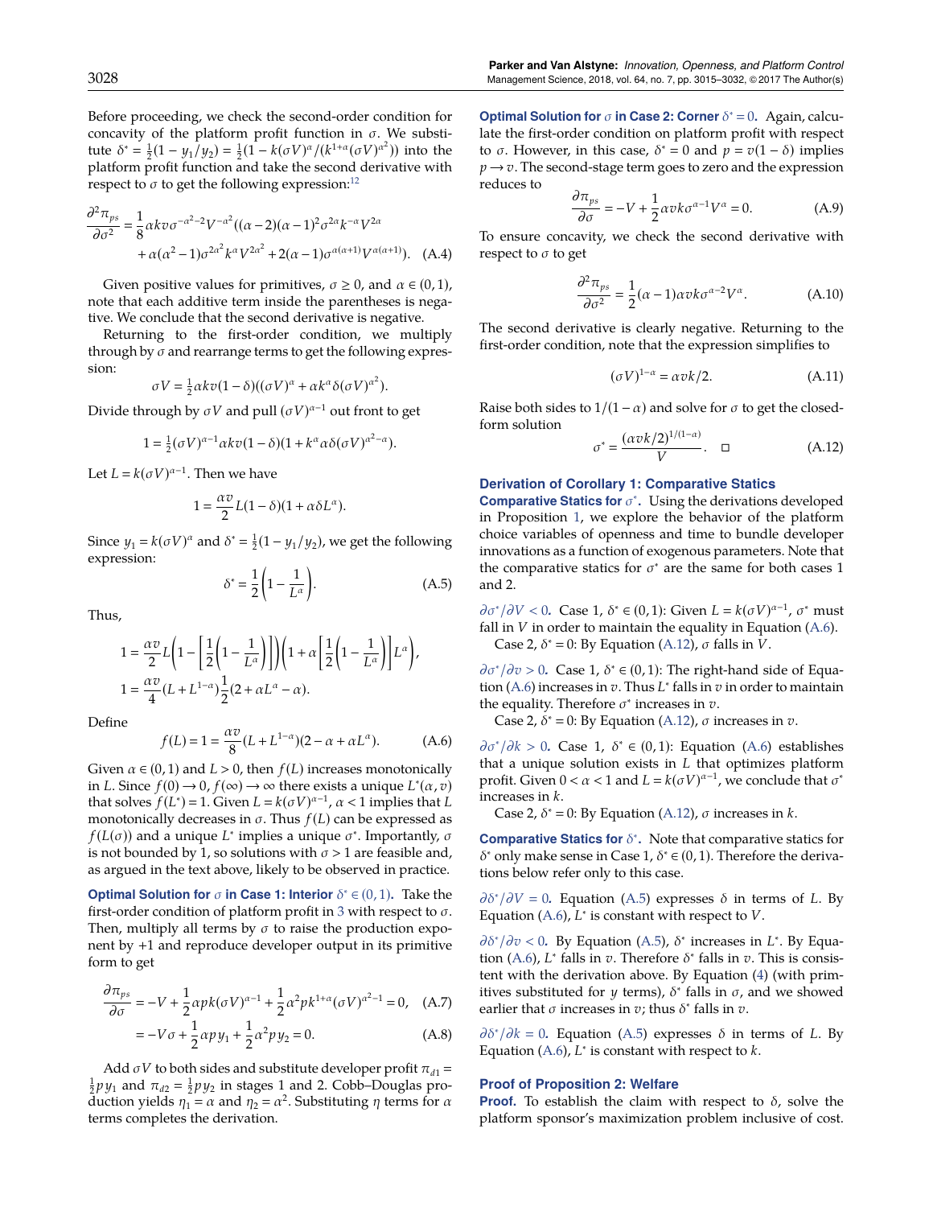Before proceeding, we check the second-order condition for concavity of the platform profit function in $\sigma$. We substitute $\delta^* = \frac{1}{2}(1 - y_1/y_2) = \frac{1}{2}(1 - k(\sigma V)^{\alpha}/(k^{1+\alpha}(\sigma V)^{\alpha^2}))$ into the platform profit function and take the second derivative with respect to $\sigma$ to get the following expression:[12]

$$\frac{\partial^2 \pi_{ps}}{\partial \sigma^2} = \frac{1}{8}\alpha k v \sigma^{-\alpha^2-2} V^{-\alpha^2}((\alpha-2)(\alpha-1)^2 \sigma^{2\alpha} k^{-\alpha} V^{2\alpha} + \alpha(\alpha^2-1)\sigma^{2\alpha^2} k^{\alpha} V^{2\alpha^2} + 2(\alpha-1)\sigma^{\alpha(\alpha+1)} V^{\alpha(\alpha+1)}). \quad \text{(A.4)}$$

Given positive values for primitives, $\sigma \geq 0$, and $\alpha \in (0,1)$, note that each additive term inside the parentheses is negative. We conclude that the second derivative is negative.

Returning to the first-order condition, we multiply through by $\sigma$ and rearrange terms to get the following expression:

$$\sigma V = \tfrac{1}{2}\alpha k v (1-\delta)((\sigma V)^{\alpha} + \alpha k^{\alpha} \delta (\sigma V)^{\alpha^2}).$$

Divide through by $\sigma V$ and pull $(\sigma V)^{\alpha-1}$ out front to get

$$1 = \tfrac{1}{2}(\sigma V)^{\alpha-1}\alpha k v (1-\delta)(1 + k^{\alpha}\alpha\delta(\sigma V)^{\alpha^2-\alpha}).$$

Let $L = k(\sigma V)^{\alpha-1}$. Then we have

$$1 = \frac{\alpha v}{2} L(1-\delta)(1 + \alpha\delta L^{\alpha}).$$

Since $y_1 = k(\sigma V)^{\alpha}$ and $\delta^* = \frac{1}{2}(1 - y_1/y_2)$, we get the following expression:

$$\delta^* = \frac{1}{2}\left(1 - \frac{1}{L^{\alpha}}\right). \quad \text{(A.5)}$$

Thus,

$$1 = \frac{\alpha v}{2} L\left(1 - \left[\frac{1}{2}\left(1 - \frac{1}{L^{\alpha}}\right)\right]\right)\left(1 + \alpha\left[\frac{1}{2}\left(1 - \frac{1}{L^{\alpha}}\right)\right]L^{\alpha}\right),$$

$$1 = \frac{\alpha v}{4}(L + L^{1-\alpha})\frac{1}{2}(2 + \alpha L^{\alpha} - \alpha).$$

Define

$$f(L) = 1 = \frac{\alpha v}{8}(L + L^{1-\alpha})(2 - \alpha + \alpha L^{\alpha}). \quad \text{(A.6)}$$

Given $\alpha \in (0,1)$ and $L > 0$, then $f(L)$ increases monotonically in $L$. Since $f(0) \to 0$, $f(\infty) \to \infty$ there exists a unique $L^*(\alpha, v)$ that solves $f(L^*) = 1$. Given $L = k(\sigma V)^{\alpha-1}$, $\alpha < 1$ implies that $L$ monotonically decreases in $\sigma$. Thus $f(L)$ can be expressed as $f(L(\sigma))$ and a unique $L^*$ implies a unique $\sigma^*$. Importantly, $\sigma$ is not bounded by 1, so solutions with $\sigma > 1$ are feasible and, as argued in the text above, likely to be observed in practice.

**Optimal Solution for $\sigma$ in Case 1: Interior $\delta^* \in (0,1)$.** Take the first-order condition of platform profit in 3 with respect to $\sigma$. Then, multiply all terms by $\sigma$ to raise the production exponent by +1 and reproduce developer output in its primitive form to get

$$\frac{\partial \pi_{ps}}{\partial \sigma} = -V + \frac{1}{2}\alpha p k (\sigma V)^{\alpha-1} + \frac{1}{2}\alpha^2 p k^{1+\alpha}(\sigma V)^{\alpha^2-1} = 0, \quad \text{(A.7)}$$

$$= -V\sigma + \frac{1}{2}\alpha p y_1 + \frac{1}{2}\alpha^2 p y_2 = 0. \quad \text{(A.8)}$$

Add $\sigma V$ to both sides and substitute developer profit $\pi_{d1} = \frac{1}{2}p y_1$ and $\pi_{d2} = \frac{1}{2}p y_2$ in stages 1 and 2. Cobb–Douglas production yields $\eta_1 = \alpha$ and $\eta_2 = \alpha^2$. Substituting $\eta$ terms for $\alpha$ terms completes the derivation.

**Optimal Solution for $\sigma$ in Case 2: Corner $\delta^* = 0$.** Again, calculate the first-order condition on platform profit with respect to $\sigma$. However, in this case, $\delta^* = 0$ and $p = v(1-\delta)$ implies $p \to v$. The second-stage term goes to zero and the expression reduces to

$$\frac{\partial \pi_{ps}}{\partial \sigma} = -V + \frac{1}{2}\alpha v k \sigma^{\alpha-1} V^{\alpha} = 0. \quad \text{(A.9)}$$

To ensure concavity, we check the second derivative with respect to $\sigma$ to get

$$\frac{\partial^2 \pi_{ps}}{\partial \sigma^2} = \frac{1}{2}(\alpha - 1)\alpha v k \sigma^{\alpha-2} V^{\alpha}. \quad \text{(A.10)}$$

The second derivative is clearly negative. Returning to the first-order condition, note that the expression simplifies to

$$(\sigma V)^{1-\alpha} = \alpha v k/2. \quad \text{(A.11)}$$

Raise both sides to $1/(1-\alpha)$ and solve for $\sigma$ to get the closed-form solution

$$\sigma^* = \frac{(\alpha v k/2)^{1/(1-\alpha)}}{V}. \quad \square \quad \text{(A.12)}$$

### Derivation of Corollary 1: Comparative Statics

**Comparative Statics for $\sigma^*$.** Using the derivations developed in Proposition 1, we explore the behavior of the platform choice variables of openness and time to bundle developer innovations as a function of exogenous parameters. Note that the comparative statics for $\sigma^*$ are the same for both cases 1 and 2.

**$\partial\sigma^*/\partial V < 0$.** Case 1, $\delta^* \in (0,1)$: Given $L = k(\sigma V)^{\alpha-1}$, $\sigma^*$ must fall in $V$ in order to maintain the equality in Equation (A.6).
Case 2, $\delta^* = 0$: By Equation (A.12), $\sigma$ falls in $V$.

**$\partial\sigma^*/\partial v > 0$.** Case 1, $\delta^* \in (0,1)$: The right-hand side of Equation (A.6) increases in $v$. Thus $L^*$ falls in $v$ in order to maintain the equality. Therefore $\sigma^*$ increases in $v$.
Case 2, $\delta^* = 0$: By Equation (A.12), $\sigma$ increases in $v$.

**$\partial\sigma^*/\partial k > 0$.** Case 1, $\delta^* \in (0,1)$: Equation (A.6) establishes that a unique solution exists in $L$ that optimizes platform profit. Given $0 < \alpha < 1$ and $L = k(\sigma V)^{\alpha-1}$, we conclude that $\sigma^*$ increases in $k$.
Case 2, $\delta^* = 0$: By Equation (A.12), $\sigma$ increases in $k$.

**Comparative Statics for $\delta^*$.** Note that comparative statics for $\delta^*$ only make sense in Case 1, $\delta^* \in (0,1)$. Therefore the derivations below refer only to this case.

**$\partial\delta^*/\partial V = 0$.** Equation (A.5) expresses $\delta$ in terms of $L$. By Equation (A.6), $L^*$ is constant with respect to $V$.

**$\partial\delta^*/\partial v < 0$.** By Equation (A.5), $\delta^*$ increases in $L^*$. By Equation (A.6), $L^*$ falls in $v$. Therefore $\delta^*$ falls in $v$. This is consistent with the derivation above. By Equation (4) (with primitives substituted for $y$ terms), $\delta^*$ falls in $\sigma$, and we showed earlier that $\sigma$ increases in $v$; thus $\delta^*$ falls in $v$.

**$\partial\delta^*/\partial k = 0$.** Equation (A.5) expresses $\delta$ in terms of $L$. By Equation (A.6), $L^*$ is constant with respect to $k$.

### Proof of Proposition 2: Welfare

**Proof.** To establish the claim with respect to $\delta$, solve the platform sponsor's maximization problem inclusive of cost.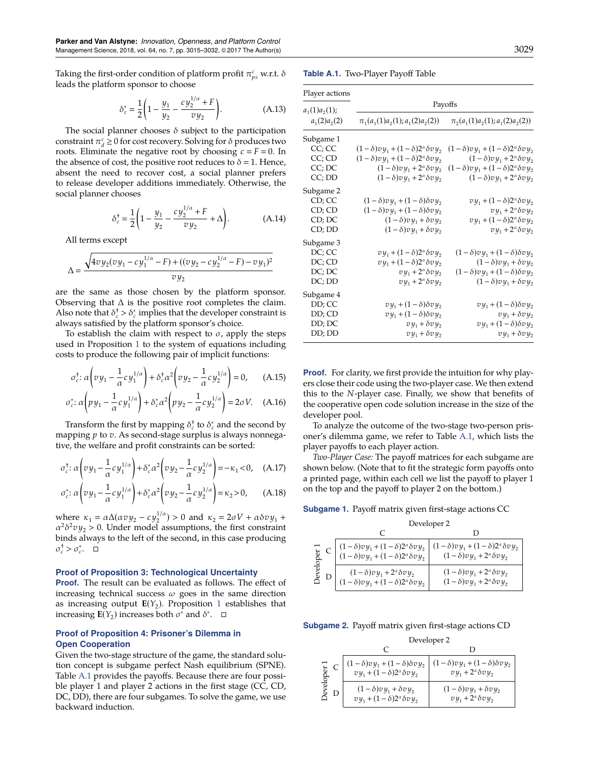Taking the first-order condition of platform profit $\pi_{ps}^c$ w.r.t. $\delta$ leads the platform sponsor to choose

$$\delta_c^* = \frac{1}{2}\left(1 - \frac{y_1}{y_2} - \frac{cy_2^{1/\alpha} + F}{vy_2}\right). \tag{A.13}$$

The social planner chooses $\delta$ subject to the participation constraint $\pi_d^c \geq 0$ for cost recovery. Solving for $\delta$ produces two roots. Eliminate the negative root by choosing $c = F = 0$. In the absence of cost, the positive root reduces to $\delta = 1$. Hence, absent the need to recover cost, a social planner prefers to release developer additions immediately. Otherwise, the social planner chooses

$$\delta_c^\dagger = \frac{1}{2}\left(1 - \frac{y_1}{y_2} - \frac{cy_2^{1/\alpha} + F}{vy_2} + \Delta\right). \tag{A.14}$$

All terms except

$$\Delta = \frac{\sqrt{4vy_2(vy_1 - cy_1^{1/\alpha} - F) + ((vy_2 - cy_2^{1/\alpha} - F) - vy_1)^2}}{vy_2}$$

are the same as those chosen by the platform sponsor. Observing that $\Delta$ is the positive root completes the claim. Also note that $\delta_c^\dagger > \delta_c^*$ implies that the developer constraint is always satisfied by the platform sponsor's choice.

To establish the claim with respect to $\sigma$, apply the steps used in Proposition 1 to the system of equations including costs to produce the following pair of implicit functions:

$$\sigma_c^\dagger: \alpha\left(vy_1 - \frac{1}{\alpha}cy_1^{1/\alpha}\right) + \delta_c^\dagger \alpha^2\left(vy_2 - \frac{1}{\alpha}cy_2^{1/\alpha}\right) = 0, \tag{A.15}$$

$$\sigma_c^*: \alpha\left(py_1 - \frac{1}{\alpha}cy_1^{1/\alpha}\right) + \delta_c^* \alpha^2\left(py_2 - \frac{1}{\alpha}cy_2^{1/\alpha}\right) = 2\sigma V. \tag{A.16}$$

Transform the first by mapping $\delta_c^\dagger$ to $\delta_c^*$ and the second by mapping $p$ to $v$. As second-stage surplus is always nonnegative, the welfare and profit constraints can be sorted:

$$\sigma_c^\dagger: \alpha\left(vy_1 - \frac{1}{\alpha}cy_1^{1/\alpha}\right) + \delta_c^* \alpha^2\left(vy_2 - \frac{1}{\alpha}cy_2^{1/\alpha}\right) = -\kappa_1 < 0, \tag{A.17}$$

$$\sigma_c^*: \alpha\left(vy_1 - \frac{1}{\alpha}cy_1^{1/\alpha}\right) + \delta_c^* \alpha^2\left(vy_2 - \frac{1}{\alpha}cy_2^{1/\alpha}\right) = \kappa_2 > 0, \tag{A.18}$$

where $\kappa_1 = \alpha\Delta(\alpha vy_2 - cy_2^{1/\alpha}) > 0$ and $\kappa_2 = 2\sigma V + \alpha\delta vy_1 + \alpha^2\delta^2 vy_2 > 0$. Under model assumptions, the first constraint binds always to the left of the second, in this case producing $\sigma_c^\dagger > \sigma_c^*$. □

### Proof of Proposition 3: Technological Uncertainty

**Proof.** The result can be evaluated as follows. The effect of increasing technical success $\omega$ goes in the same direction as increasing output $\mathbf{E}(Y_2)$. Proposition 1 establishes that increasing $\mathbf{E}(Y_2)$ increases both $\sigma^*$ and $\delta^*$. □

### Proof of Proposition 4: Prisoner's Dilemma in Open Cooperation

Given the two-stage structure of the game, the standard solution concept is subgame perfect Nash equilibrium (SPNE). Table A.1 provides the payoffs. Because there are four possible player 1 and player 2 actions in the first stage (CC, CD, DC, DD), there are four subgames. To solve the game, we use backward induction.

**Table A.1.** Two-Player Payoff Table

| Player actions $a_1(1)a_2(1)$; $a_1(2)a_2(2)$ | Payoffs $\pi_1(a_1(1)a_2(1); a_1(2)a_2(2))$ | $\pi_2(a_1(1)a_2(1); a_1(2)a_2(2))$ |
|---|---|---|
| Subgame 1 | | |
| CC; CC | $(1-\delta)vy_1 + (1-\delta)2^\alpha \delta vy_2$ | $(1-\delta)vy_1 + (1-\delta)2^\alpha \delta vy_2$ |
| CC; CD | $(1-\delta)vy_1 + (1-\delta)2^\alpha \delta vy_2$ | $(1-\delta)vy_1 + 2^\alpha \delta vy_2$ |
| CC; DC | $(1-\delta)vy_1 + 2^\alpha \delta vy_2$ | $(1-\delta)vy_1 + (1-\delta)2^\alpha \delta vy_2$ |
| CC; DD | $(1-\delta)vy_1 + 2^\alpha \delta vy_2$ | $(1-\delta)vy_1 + 2^\alpha \delta vy_2$ |
| Subgame 2 | | |
| CD; CC | $(1-\delta)vy_1 + (1-\delta)\delta vy_2$ | $vy_1 + (1-\delta)2^\alpha \delta vy_2$ |
| CD; CD | $(1-\delta)vy_1 + (1-\delta)\delta vy_2$ | $vy_1 + 2^\alpha \delta vy_2$ |
| CD; DC | $(1-\delta)vy_1 + \delta vy_2$ | $vy_1 + (1-\delta)2^\alpha \delta vy_2$ |
| CD; DD | $(1-\delta)vy_1 + \delta vy_2$ | $vy_1 + 2^\alpha \delta vy_2$ |
| Subgame 3 | | |
| DC; CC | $vy_1 + (1-\delta)2^\alpha \delta vy_2$ | $(1-\delta)vy_1 + (1-\delta)\delta vy_2$ |
| DC; CD | $vy_1 + (1-\delta)2^\alpha \delta vy_2$ | $(1-\delta)vy_1 + \delta vy_2$ |
| DC; DC | $vy_1 + 2^\alpha \delta vy_2$ | $(1-\delta)vy_1 + (1-\delta)\delta vy_2$ |
| DC; DD | $vy_1 + 2^\alpha \delta vy_2$ | $(1-\delta)vy_1 + \delta vy_2$ |
| Subgame 4 | | |
| DD; CC | $vy_1 + (1-\delta)\delta vy_2$ | $vy_1 + (1-\delta)\delta vy_2$ |
| DD; CD | $vy_1 + (1-\delta)\delta vy_2$ | $vy_1 + \delta vy_2$ |
| DD; DC | $vy_1 + \delta vy_2$ | $vy_1 + (1-\delta)\delta vy_2$ |
| DD; DD | $vy_1 + \delta vy_2$ | $vy_1 + \delta vy_2$ |

**Proof.** For clarity, we first provide the intuition for why players close their code using the two-player case. We then extend this to the $N$-player case. Finally, we show that benefits of the cooperative open code solution increase in the size of the developer pool.

To analyze the outcome of the two-stage two-person prisoner's dilemma game, we refer to Table A.1, which lists the player payoffs to each player action.

*Two-Player Case:* The payoff matrices for each subgame are shown below. (Note that to fit the strategic form payoffs onto a printed page, within each cell we list the payoff to player 1 on the top and the payoff to player 2 on the bottom.)

**Subgame 1.** Payoff matrix given first-stage actions CC

| Developer 1 \ Developer 2 | C | D |
|---|---|---|
| C | $(1-\delta)vy_1 + (1-\delta)2^\alpha \delta vy_2$<br>$(1-\delta)vy_1 + (1-\delta)2^\alpha \delta vy_2$ | $(1-\delta)vy_1 + (1-\delta)2^\alpha \delta vy_2$<br>$(1-\delta)vy_1 + 2^\alpha \delta vy_2$ |
| D | $(1-\delta)vy_1 + 2^\alpha \delta vy_2$<br>$(1-\delta)vy_1 + (1-\delta)2^\alpha \delta vy_2$ | $(1-\delta)vy_1 + 2^\alpha \delta vy_2$<br>$(1-\delta)vy_1 + 2^\alpha \delta vy_2$ |

**Subgame 2.** Payoff matrix given first-stage actions CD

| Developer 1 \ Developer 2 | C | D |
|---|---|---|
| C | $(1-\delta)vy_1 + (1-\delta)\delta vy_2$<br>$vy_1 + (1-\delta)2^\alpha \delta vy_2$ | $(1-\delta)vy_1 + (1-\delta)\delta vy_2$<br>$vy_1 + 2^\alpha \delta vy_2$ |
| D | $(1-\delta)vy_1 + \delta vy_2$<br>$vy_1 + (1-\delta)2^\alpha \delta vy_2$ | $(1-\delta)vy_1 + \delta vy_2$<br>$vy_1 + 2^\alpha \delta vy_2$ |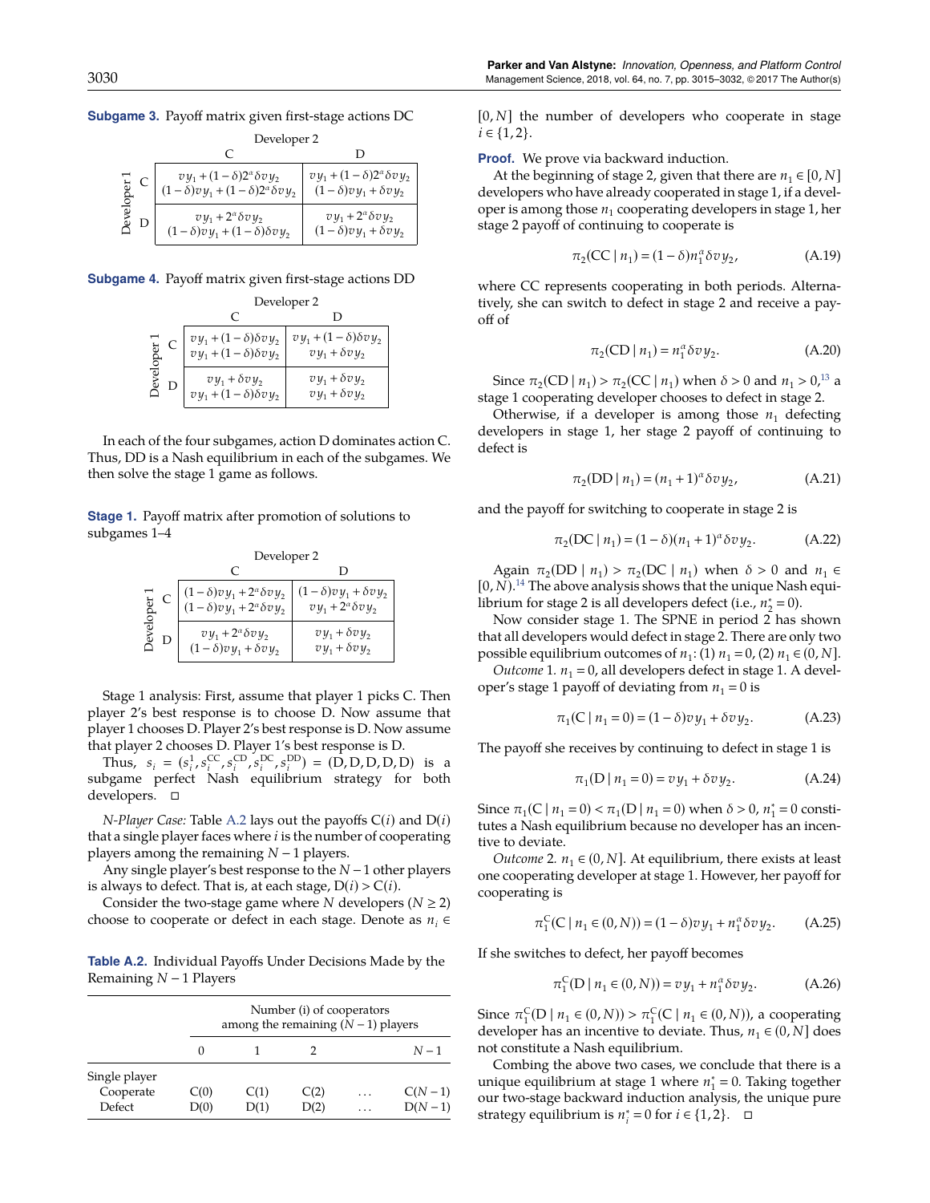**Subgame 3.** Payoff matrix given first-stage actions DC

| | | Developer 2 | |
|---|---|---|---|
| | | C | D |
| Developer 1 | C | $vy_1 + (1-\delta)2^\alpha \delta v y_2$ <br> $(1-\delta)vy_1 + (1-\delta)2^\alpha \delta v y_2$ | $vy_1 + (1-\delta)2^\alpha \delta v y_2$ <br> $(1-\delta)vy_1 + \delta v y_2$ |
| | D | $vy_1 + 2^\alpha \delta v y_2$ <br> $(1-\delta)vy_1 + (1-\delta)\delta v y_2$ | $vy_1 + 2^\alpha \delta v y_2$ <br> $(1-\delta)vy_1 + \delta v y_2$ |

**Subgame 4.** Payoff matrix given first-stage actions DD

| | | Developer 2 | |
|---|---|---|---|
| | | C | D |
| Developer 1 | C | $vy_1 + (1-\delta)\delta v y_2$ <br> $vy_1 + (1-\delta)\delta v y_2$ | $vy_1 + (1-\delta)\delta v y_2$ <br> $vy_1 + \delta v y_2$ |
| | D | $vy_1 + \delta v y_2$ <br> $vy_1 + (1-\delta)\delta v y_2$ | $vy_1 + \delta v y_2$ <br> $vy_1 + \delta v y_2$ |

In each of the four subgames, action D dominates action C. Thus, DD is a Nash equilibrium in each of the subgames. We then solve the stage 1 game as follows.

**Stage 1.** Payoff matrix after promotion of solutions to subgames 1–4

| | | Developer 2 | |
|---|---|---|---|
| | | C | D |
| Developer 1 | C | $(1-\delta)vy_1 + 2^\alpha \delta v y_2$ <br> $(1-\delta)vy_1 + 2^\alpha \delta v y_2$ | $(1-\delta)vy_1 + \delta v y_2$ <br> $vy_1 + 2^\alpha \delta v y_2$ |
| | D | $vy_1 + 2^\alpha \delta v y_2$ <br> $(1-\delta)vy_1 + \delta v y_2$ | $vy_1 + \delta v y_2$ <br> $vy_1 + \delta v y_2$ |

Stage 1 analysis: First, assume that player 1 picks C. Then player 2's best response is to choose D. Now assume that player 1 chooses D. Player 2's best response is D. Now assume that player 2 chooses D. Player 1's best response is D.

Thus, $s_i = (s_i^1, s_i^{CC}, s_i^{CD}, s_i^{DC}, s_i^{DD}) = (D, D, D, D, D)$ is a subgame perfect Nash equilibrium strategy for both developers. □

*N-Player Case:* Table A.2 lays out the payoffs C($i$) and D($i$) that a single player faces where $i$ is the number of cooperating players among the remaining $N-1$ players.

Any single player's best response to the $N-1$ other players is always to defect. That is, at each stage, $D(i) > C(i)$.

Consider the two-stage game where $N$ developers ($N \geq 2$) choose to cooperate or defect in each stage. Denote as $n_i \in [0, N]$ the number of developers who cooperate in stage $i \in \{1, 2\}$.

**Table A.2.** Individual Payoffs Under Decisions Made by the Remaining $N-1$ Players

| | Number (i) of cooperators among the remaining $(N-1)$ players | | | | |
|---|---|---|---|---|---|
| | 0 | 1 | 2 | | $N-1$ |
| Single player | | | | | |
| Cooperate | C(0) | C(1) | C(2) | … | C($N-1$) |
| Defect | D(0) | D(1) | D(2) | … | D($N-1$) |

**Proof.** We prove via backward induction.

At the beginning of stage 2, given that there are $n_1 \in [0, N]$ developers who have already cooperated in stage 1, if a developer is among those $n_1$ cooperating developers in stage 1, her stage 2 payoff of continuing to cooperate is

$$\pi_2(CC \mid n_1) = (1-\delta) n_1^\alpha \delta v y_2, \tag{A.19}$$

where CC represents cooperating in both periods. Alternatively, she can switch to defect in stage 2 and receive a payoff of

$$\pi_2(CD \mid n_1) = n_1^\alpha \delta v y_2. \tag{A.20}$$

Since $\pi_2(CD \mid n_1) > \pi_2(CC \mid n_1)$ when $\delta > 0$ and $n_1 > 0$,[13] a stage 1 cooperating developer chooses to defect in stage 2.

Otherwise, if a developer is among those $n_1$ defecting developers in stage 1, her stage 2 payoff of continuing to defect is

$$\pi_2(DD \mid n_1) = (n_1 + 1)^\alpha \delta v y_2, \tag{A.21}$$

and the payoff for switching to cooperate in stage 2 is

$$\pi_2(DC \mid n_1) = (1-\delta)(n_1 + 1)^\alpha \delta v y_2. \tag{A.22}$$

Again $\pi_2(DD \mid n_1) > \pi_2(DC \mid n_1)$ when $\delta > 0$ and $n_1 \in [0, N)$.[14] The above analysis shows that the unique Nash equilibrium for stage 2 is all developers defect (i.e., $n_2^* = 0$).

Now consider stage 1. The SPNE in period 2 has shown that all developers would defect in stage 2. There are only two possible equilibrium outcomes of $n_1$: (1) $n_1 = 0$, (2) $n_1 \in (0, N]$.

*Outcome* 1. $n_1 = 0$, all developers defect in stage 1. A developer's stage 1 payoff of deviating from $n_1 = 0$ is

$$\pi_1(C \mid n_1 = 0) = (1-\delta) v y_1 + \delta v y_2. \tag{A.23}$$

The payoff she receives by continuing to defect in stage 1 is

$$\pi_1(D \mid n_1 = 0) = v y_1 + \delta v y_2. \tag{A.24}$$

Since $\pi_1(C \mid n_1 = 0) < \pi_1(D \mid n_1 = 0)$ when $\delta > 0$, $n_1^* = 0$ constitutes a Nash equilibrium because no developer has an incentive to deviate.

*Outcome* 2. $n_1 \in (0, N]$. At equilibrium, there exists at least one cooperating developer at stage 1. However, her payoff for cooperating is

$$\pi_1^C(C \mid n_1 \in (0, N)) = (1-\delta) v y_1 + n_1^\alpha \delta v y_2. \tag{A.25}$$

If she switches to defect, her payoff becomes

$$\pi_1^C(D \mid n_1 \in (0, N)) = v y_1 + n_1^\alpha \delta v y_2. \tag{A.26}$$

Since $\pi_1^C(D \mid n_1 \in (0, N)) > \pi_1^C(C \mid n_1 \in (0, N))$, a cooperating developer has an incentive to deviate. Thus, $n_1 \in (0, N]$ does not constitute a Nash equilibrium.

Combing the above two cases, we conclude that there is a unique equilibrium at stage 1 where $n_1^* = 0$. Taking together our two-stage backward induction analysis, the unique pure strategy equilibrium is $n_i^* = 0$ for $i \in \{1, 2\}$. □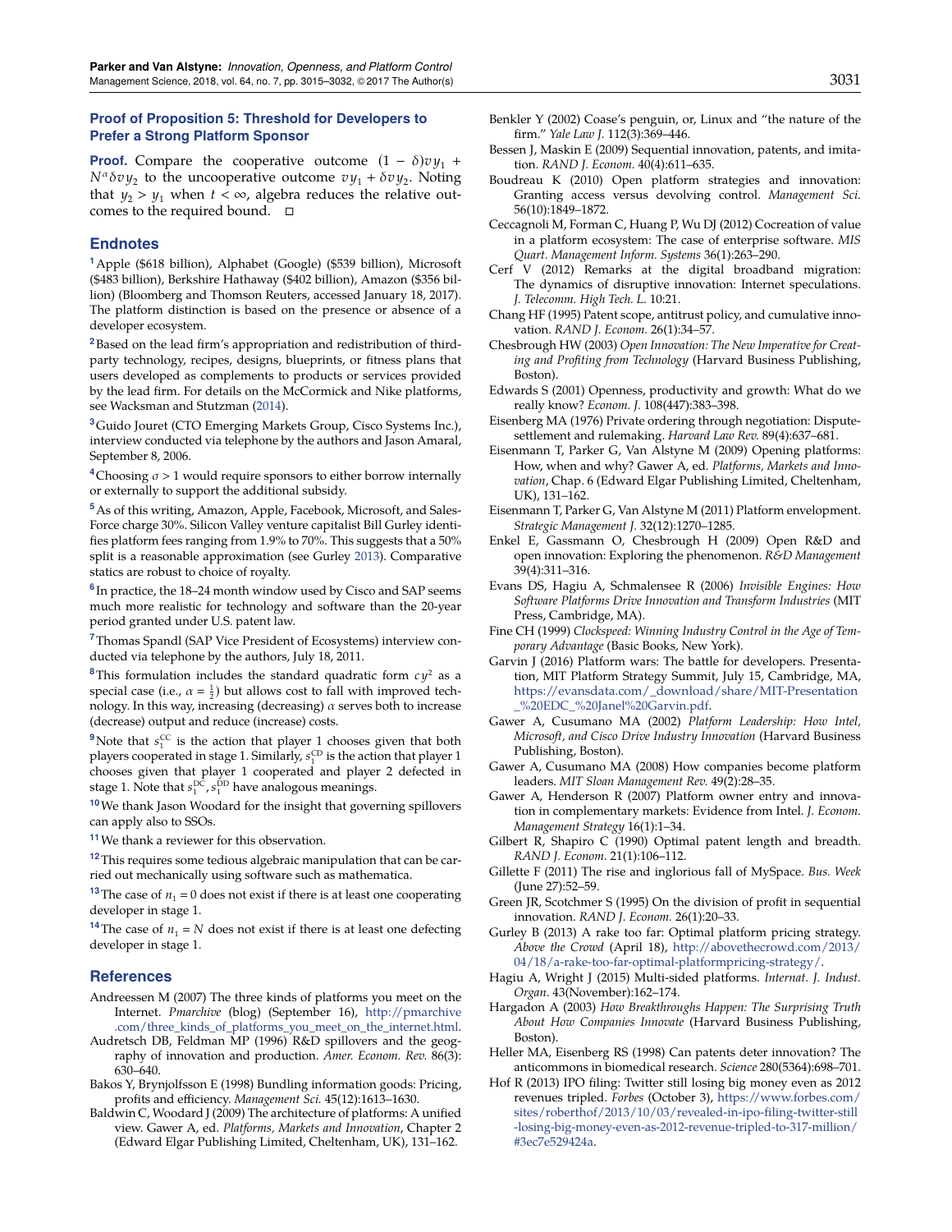### Proof of Proposition 5: Threshold for Developers to Prefer a Strong Platform Sponsor

**Proof.** Compare the cooperative outcome $(1-\delta)vy_1 + N^{\alpha}\delta v y_2$ to the uncooperative outcome $vy_1 + \delta v y_2$. Noting that $y_2 > y_1$ when $t < \infty$, algebra reduces the relative outcomes to the required bound. □

## Endnotes

[1] Apple ($618 billion), Alphabet (Google) ($539 billion), Microsoft ($483 billion), Berkshire Hathaway ($402 billion), Amazon ($356 billion) (Bloomberg and Thomson Reuters, accessed January 18, 2017). The platform distinction is based on the presence or absence of a developer ecosystem.

[2] Based on the lead firm's appropriation and redistribution of third-party technology, recipes, designs, blueprints, or fitness plans that users developed as complements to products or services provided by the lead firm. For details on the McCormick and Nike platforms, see Wacksman and Stutzman (2014).

[3] Guido Jouret (CTO Emerging Markets Group, Cisco Systems Inc.), interview conducted via telephone by the authors and Jason Amaral, September 8, 2006.

[4] Choosing $\sigma > 1$ would require sponsors to either borrow internally or externally to support the additional subsidy.

[5] As of this writing, Amazon, Apple, Facebook, Microsoft, and SalesForce charge 30%. Silicon Valley venture capitalist Bill Gurley identifies platform fees ranging from 1.9% to 70%. This suggests that a 50% split is a reasonable approximation (see Gurley 2013). Comparative statics are robust to choice of royalty.

[6] In practice, the 18–24 month window used by Cisco and SAP seems much more realistic for technology and software than the 20-year period granted under U.S. patent law.

[7] Thomas Spandl (SAP Vice President of Ecosystems) interview conducted via telephone by the authors, July 18, 2011.

[8] This formulation includes the standard quadratic form $cy^2$ as a special case (i.e., $\alpha = \frac{1}{2}$) but allows cost to fall with improved technology. In this way, increasing (decreasing) $\alpha$ serves both to increase (decrease) output and reduce (increase) costs.

[9] Note that $s_1^{CC}$ is the action that player 1 chooses given that both players cooperated in stage 1. Similarly, $s_1^{CD}$ is the action that player 1 chooses given that player 1 cooperated and player 2 defected in stage 1. Note that $s_1^{DC}, s_1^{DD}$ have analogous meanings.

[10] We thank Jason Woodard for the insight that governing spillovers can apply also to SSOs.

[11] We thank a reviewer for this observation.

[12] This requires some tedious algebraic manipulation that can be carried out mechanically using software such as mathematica.

[13] The case of $n_1 = 0$ does not exist if there is at least one cooperating developer in stage 1.

[14] The case of $n_1 = N$ does not exist if there is at least one defecting developer in stage 1.

## References

Andreessen M (2007) The three kinds of platforms you meet on the Internet. *Pmarchive* (blog) (September 16), http://pmarchive.com/three_kinds_of_platforms_you_meet_on_the_internet.html.

Audretsch DB, Feldman MP (1996) R&D spillovers and the geography of innovation and production. *Amer. Econom. Rev.* 86(3): 630–640.

Bakos Y, Brynjolfsson E (1998) Bundling information goods: Pricing, profits and efficiency. *Management Sci.* 45(12):1613–1630.

Baldwin C, Woodard J (2009) The architecture of platforms: A unified view. Gawer A, ed. *Platforms, Markets and Innovation*, Chapter 2 (Edward Elgar Publishing Limited, Cheltenham, UK), 131–162.

Benkler Y (2002) Coase's penguin, or, Linux and "the nature of the firm." *Yale Law J.* 112(3):369–446.

Bessen J, Maskin E (2009) Sequential innovation, patents, and imitation. *RAND J. Econom.* 40(4):611–635.

Boudreau K (2010) Open platform strategies and innovation: Granting access versus devolving control. *Management Sci.* 56(10):1849–1872.

Ceccagnoli M, Forman C, Huang P, Wu DJ (2012) Cocreation of value in a platform ecosystem: The case of enterprise software. *MIS Quart. Management Inform. Systems* 36(1):263–290.

Cerf V (2012) Remarks at the digital broadband migration: The dynamics of disruptive innovation: Internet speculations. *J. Telecomm. High Tech. L.* 10:21.

Chang HF (1995) Patent scope, antitrust policy, and cumulative innovation. *RAND J. Econom.* 26(1):34–57.

Chesbrough HW (2003) *Open Innovation: The New Imperative for Creating and Profiting from Technology* (Harvard Business Publishing, Boston).

Edwards S (2001) Openness, productivity and growth: What do we really know? *Econom. J.* 108(447):383–398.

Eisenberg MA (1976) Private ordering through negotiation: Dispute-settlement and rulemaking. *Harvard Law Rev.* 89(4):637–681.

Eisenmann T, Parker G, Van Alstyne M (2009) Opening platforms: How, when and why? Gawer A, ed. *Platforms, Markets and Innovation*, Chap. 6 (Edward Elgar Publishing Limited, Cheltenham, UK), 131–162.

Eisenmann T, Parker G, Van Alstyne M (2011) Platform envelopment. *Strategic Management J.* 32(12):1270–1285.

Enkel E, Gassmann O, Chesbrough H (2009) Open R&D and open innovation: Exploring the phenomenon. *R&D Management* 39(4):311–316.

Evans DS, Hagiu A, Schmalensee R (2006) *Invisible Engines: How Software Platforms Drive Innovation and Transform Industries* (MIT Press, Cambridge, MA).

Fine CH (1999) *Clockspeed: Winning Industry Control in the Age of Temporary Advantage* (Basic Books, New York).

Garvin J (2016) Platform wars: The battle for developers. Presentation, MIT Platform Strategy Summit, July 15, Cambridge, MA, https://evansdata.com/_download/share/MIT-Presentation_%20EDC_%20Janel%20Garvin.pdf.

Gawer A, Cusumano MA (2002) *Platform Leadership: How Intel, Microsoft, and Cisco Drive Industry Innovation* (Harvard Business Publishing, Boston).

Gawer A, Cusumano MA (2008) How companies become platform leaders. *MIT Sloan Management Rev.* 49(2):28–35.

Gawer A, Henderson R (2007) Platform owner entry and innovation in complementary markets: Evidence from Intel. *J. Econom. Management Strategy* 16(1):1–34.

Gilbert R, Shapiro C (1990) Optimal patent length and breadth. *RAND J. Econom.* 21(1):106–112.

Gillette F (2011) The rise and inglorious fall of MySpace. *Bus. Week* (June 27):52–59.

Green JR, Scotchmer S (1995) On the division of profit in sequential innovation. *RAND J. Econom.* 26(1):20–33.

Gurley B (2013) A rake too far: Optimal platform pricing strategy. *Above the Crowd* (April 18), http://abovethecrowd.com/2013/04/18/a-rake-too-far-optimal-platformpricing-strategy/.

Hagiu A, Wright J (2015) Multi-sided platforms. *Internat. J. Indust. Organ.* 43(November):162–174.

Hargadon A (2003) *How Breakthroughs Happen: The Surprising Truth About How Companies Innovate* (Harvard Business Publishing, Boston).

Heller MA, Eisenberg RS (1998) Can patents deter innovation? The anticommons in biomedical research. *Science* 280(5364):698–701.

Hof R (2013) IPO filing: Twitter still losing big money even as 2012 revenues tripled. *Forbes* (October 3), https://www.forbes.com/sites/roberthof/2013/10/03/revealed-in-ipo-filing-twitter-still-losing-big-money-even-as-2012-revenue-tripled-to-317-million/#3ec7e529424a.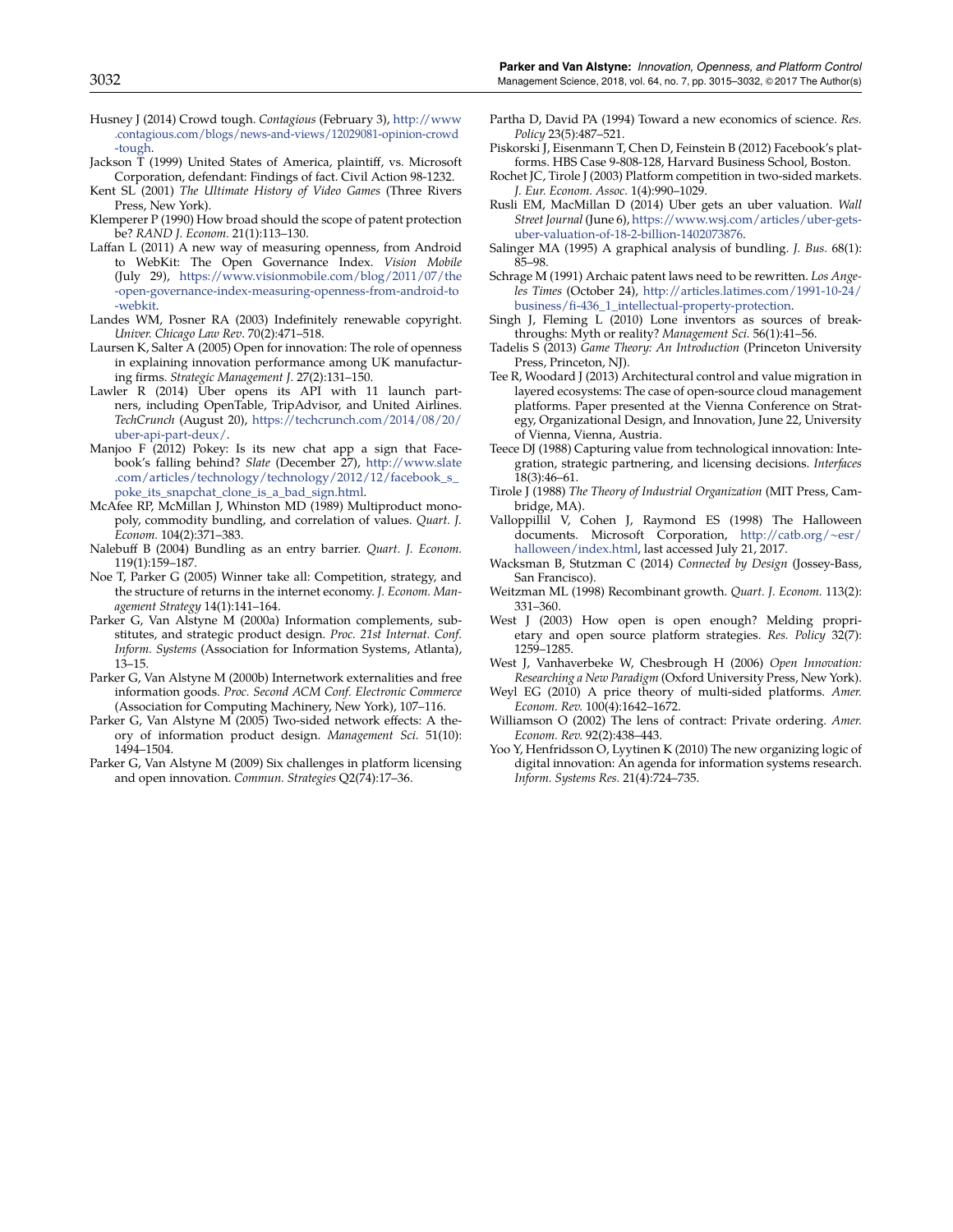Husney J (2014) Crowd tough. *Contagious* (February 3), http://www.contagious.com/blogs/news-and-views/12029081-opinion-crowd-tough.

Jackson T (1999) United States of America, plaintiff, vs. Microsoft Corporation, defendant: Findings of fact. Civil Action 98-1232.

Kent SL (2001) *The Ultimate History of Video Games* (Three Rivers Press, New York).

Klemperer P (1990) How broad should the scope of patent protection be? *RAND J. Econom.* 21(1):113–130.

Laffan L (2011) A new way of measuring openness, from Android to WebKit: The Open Governance Index. *Vision Mobile* (July 29), https://www.visionmobile.com/blog/2011/07/the-open-governance-index-measuring-openness-from-android-to-webkit.

Landes WM, Posner RA (2003) Indefinitely renewable copyright. *Univer. Chicago Law Rev.* 70(2):471–518.

Laursen K, Salter A (2005) Open for innovation: The role of openness in explaining innovation performance among UK manufacturing firms. *Strategic Management J.* 27(2):131–150.

Lawler R (2014) Uber opens its API with 11 launch partners, including OpenTable, TripAdvisor, and United Airlines. *TechCrunch* (August 20), https://techcrunch.com/2014/08/20/uber-api-part-deux/.

Manjoo F (2012) Pokey: Is its new chat app a sign that Facebook's falling behind? *Slate* (December 27), http://www.slate.com/articles/technology/technology/2012/12/facebook_s_poke_its_snapchat_clone_is_a_bad_sign.html.

McAfee RP, McMillan J, Whinston MD (1989) Multiproduct monopoly, commodity bundling, and correlation of values. *Quart. J. Econom.* 104(2):371–383.

Nalebuff B (2004) Bundling as an entry barrier. *Quart. J. Econom.* 119(1):159–187.

Noe T, Parker G (2005) Winner take all: Competition, strategy, and the structure of returns in the internet economy. *J. Econom. Management Strategy* 14(1):141–164.

Parker G, Van Alstyne M (2000a) Information complements, substitutes, and strategic product design. *Proc. 21st Internat. Conf. Inform. Systems* (Association for Information Systems, Atlanta), 13–15.

Parker G, Van Alstyne M (2000b) Internetwork externalities and free information goods. *Proc. Second ACM Conf. Electronic Commerce* (Association for Computing Machinery, New York), 107–116.

Parker G, Van Alstyne M (2005) Two-sided network effects: A theory of information product design. *Management Sci.* 51(10): 1494–1504.

Parker G, Van Alstyne M (2009) Six challenges in platform licensing and open innovation. *Commun. Strategies* Q2(74):17–36.

Partha D, David PA (1994) Toward a new economics of science. *Res. Policy* 23(5):487–521.

Piskorski J, Eisenmann T, Chen D, Feinstein B (2012) Facebook's platforms. HBS Case 9-808-128, Harvard Business School, Boston.

Rochet JC, Tirole J (2003) Platform competition in two-sided markets. *J. Eur. Econom. Assoc.* 1(4):990–1029.

Rusli EM, MacMillan D (2014) Uber gets an uber valuation. *Wall Street Journal* (June 6), https://www.wsj.com/articles/uber-gets-uber-valuation-of-18-2-billion-1402073876.

Salinger MA (1995) A graphical analysis of bundling. *J. Bus.* 68(1): 85–98.

Schrage M (1991) Archaic patent laws need to be rewritten. *Los Angeles Times* (October 24), http://articles.latimes.com/1991-10-24/business/fi-436_1_intellectual-property-protection.

Singh J, Fleming L (2010) Lone inventors as sources of breakthroughs: Myth or reality? *Management Sci.* 56(1):41–56.

Tadelis S (2013) *Game Theory: An Introduction* (Princeton University Press, Princeton, NJ).

Tee R, Woodard J (2013) Architectural control and value migration in layered ecosystems: The case of open-source cloud management platforms. Paper presented at the Vienna Conference on Strategy, Organizational Design, and Innovation, June 22, University of Vienna, Vienna, Austria.

Teece DJ (1988) Capturing value from technological innovation: Integration, strategic partnering, and licensing decisions. *Interfaces* 18(3):46–61.

Tirole J (1988) *The Theory of Industrial Organization* (MIT Press, Cambridge, MA).

Valloppillil V, Cohen J, Raymond ES (1998) The Halloween documents. Microsoft Corporation, http://catb.org/~esr/halloween/index.html, last accessed July 21, 2017.

Wacksman B, Stutzman C (2014) *Connected by Design* (Jossey-Bass, San Francisco).

Weitzman ML (1998) Recombinant growth. *Quart. J. Econom.* 113(2): 331–360.

West J (2003) How open is open enough? Melding proprietary and open source platform strategies. *Res. Policy* 32(7): 1259–1285.

West J, Vanhaverbeke W, Chesbrough H (2006) *Open Innovation: Researching a New Paradigm* (Oxford University Press, New York).

Weyl EG (2010) A price theory of multi-sided platforms. *Amer. Econom. Rev.* 100(4):1642–1672.

Williamson O (2002) The lens of contract: Private ordering. *Amer. Econom. Rev.* 92(2):438–443.

Yoo Y, Henfridsson O, Lyytinen K (2010) The new organizing logic of digital innovation: An agenda for information systems research. *Inform. Systems Res.* 21(4):724–735.